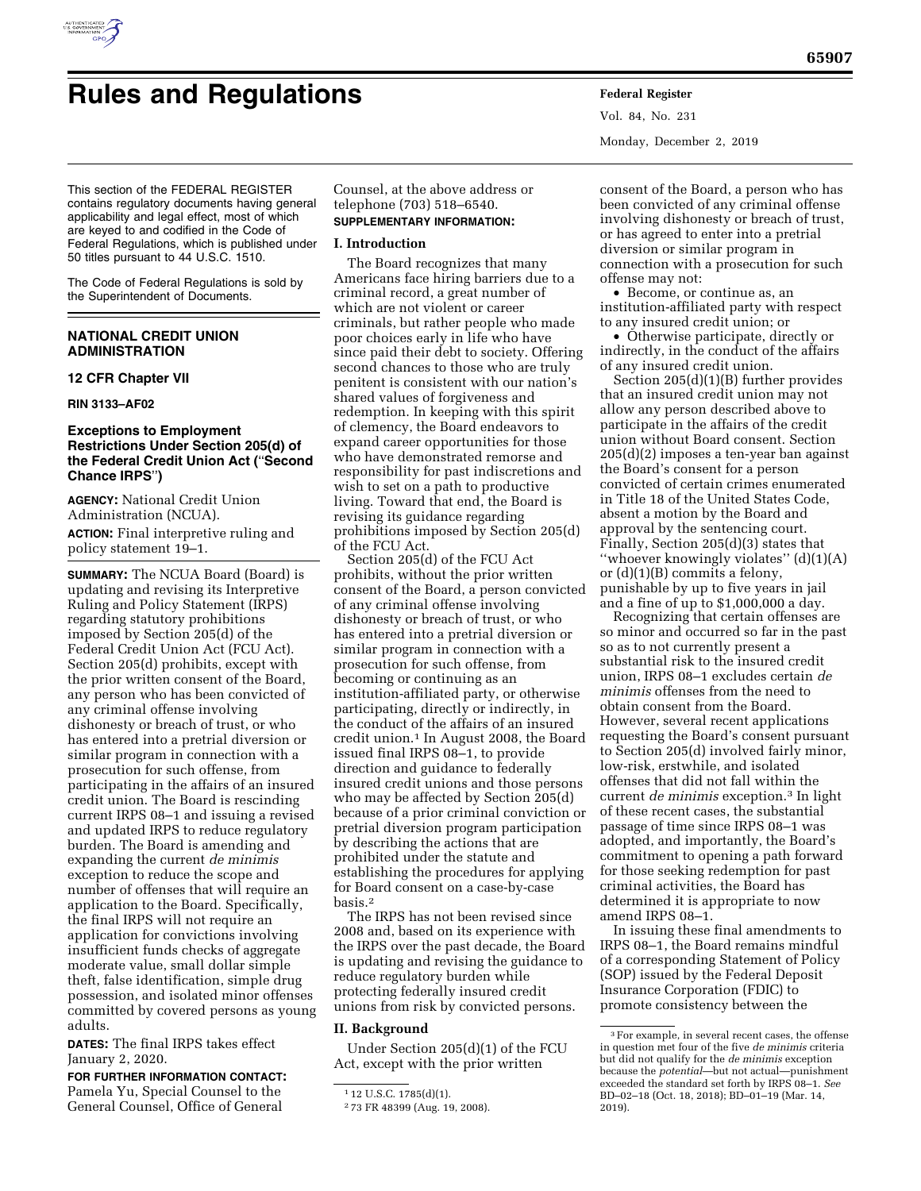# Rules and Regulations

This section of the FEDERAL REGISTER contains regulatory documents having general applicability and legal effect, most of which are keyed to and codified in the Code of Federal Regulations, which is published under 50 titles pursuant to 44 U.S.C. 1510.

The Code of Federal Regulations is sold by the Superintendent of Documents.

## NATIONAL CREDIT UNION ADMINISTRATION

### 12 CFR Chapter VII

### RIN 3133–AF02

### Exceptions to Employment Restrictions Under Section 205(d) of the Federal Credit Union Act (''Second Chance IRPS'')

**AGENCY:** National Credit Union Administration (NCUA).

**ACTION:** Final interpretive ruling and policy statement 19–1.

**SUMMARY:** The NCUA Board (Board) is updating and revising its Interpretive Ruling and Policy Statement (IRPS) regarding statutory prohibitions imposed by Section 205(d) of the Federal Credit Union Act (FCU Act). Section 205(d) prohibits, except with the prior written consent of the Board, any person who has been convicted of any criminal offense involving dishonesty or breach of trust, or who has entered into a pretrial diversion or similar program in connection with a prosecution for such offense, from participating in the affairs of an insured credit union. The Board is rescinding current IRPS 08–1 and issuing a revised and updated IRPS to reduce regulatory burden. The Board is amending and expanding the current *de minimis* exception to reduce the scope and number of offenses that will require an application to the Board. Specifically, the final IRPS will not require an application for convictions involving insufficient funds checks of aggregate moderate value, small dollar simple theft, false identification, simple drug possession, and isolated minor offenses committed by covered persons as young adults.

**DATES:** The final IRPS takes effect January 2, 2020.

**FOR FURTHER INFORMATION CONTACT:** Pamela Yu, Special Counsel to the General Counsel, Office of General Counsel, at the above address or telephone (703) 518–6540.

**SUPPLEMENTARY INFORMATION:**

## I. Introduction

The Board recognizes that many Americans face hiring barriers due to a criminal record, a great number of which are not violent or career criminals, but rather people who made poor choices early in life who have since paid their debt to society. Offering second chances to those who are truly penitent is consistent with our nation's shared values of forgiveness and redemption. In keeping with this spirit of clemency, the Board endeavors to expand career opportunities for those who have demonstrated remorse and responsibility for past indiscretions and wish to set on a path to productive living. Toward that end, the Board is revising its guidance regarding prohibitions imposed by Section 205(d) of the FCU Act.

Section 205(d) of the FCU Act prohibits, without the prior written consent of the Board, a person convicted of any criminal offense involving dishonesty or breach of trust, or who has entered into a pretrial diversion or similar program in connection with a prosecution for such offense, from becoming or continuing as an institution-affiliated party, or otherwise participating, directly or indirectly, in the conduct of the affairs of an insured credit union.[1] In August 2008, the Board issued final IRPS 08–1, to provide direction and guidance to federally insured credit unions and those persons who may be affected by Section 205(d) because of a prior criminal conviction or pretrial diversion program participation by describing the actions that are prohibited under the statute and establishing the procedures for applying for Board consent on a case-by-case basis.[2]

The IRPS has not been revised since 2008 and, based on its experience with the IRPS over the past decade, the Board is updating and revising the guidance to reduce regulatory burden while protecting federally insured credit unions from risk by convicted persons.

## II. Background

Under Section 205(d)(1) of the FCU Act, except with the prior written consent of the Board, a person who has been convicted of any criminal offense involving dishonesty or breach of trust, or has agreed to enter into a pretrial diversion or similar program in connection with a prosecution for such offense may not:

- Become, or continue as, an institution-affiliated party with respect to any insured credit union; or
- Otherwise participate, directly or indirectly, in the conduct of the affairs of any insured credit union.

Section 205(d)(1)(B) further provides that an insured credit union may not allow any person described above to participate in the affairs of the credit union without Board consent. Section 205(d)(2) imposes a ten-year ban against the Board's consent for a person convicted of certain crimes enumerated in Title 18 of the United States Code, absent a motion by the Board and approval by the sentencing court. Finally, Section 205(d)(3) states that ''whoever knowingly violates'' (d)(1)(A) or (d)(1)(B) commits a felony, punishable by up to five years in jail and a fine of up to $1,000,000 a day.

Recognizing that certain offenses are so minor and occurred so far in the past so as to not currently present a substantial risk to the insured credit union, IRPS 08–1 excludes certain *de minimis* offenses from the need to obtain consent from the Board. However, several recent applications requesting the Board's consent pursuant to Section 205(d) involved fairly minor, low-risk, erstwhile, and isolated offenses that did not fall within the current *de minimis* exception.[3] In light of these recent cases, the substantial passage of time since IRPS 08–1 was adopted, and importantly, the Board's commitment to opening a path forward for those seeking redemption for past criminal activities, the Board has determined it is appropriate to now amend IRPS 08–1.

In issuing these final amendments to IRPS 08–1, the Board remains mindful of a corresponding Statement of Policy (SOP) issued by the Federal Deposit Insurance Corporation (FDIC) to promote consistency between the

---

[1] 12 U.S.C. 1785(d)(1).

[2] 73 FR 48399 (Aug. 19, 2008).

[3] For example, in several recent cases, the offense in question met four of the five *de minimis* criteria but did not qualify for the *de minimis* exception because the *potential*—but not actual—punishment exceeded the standard set forth by IRPS 08–1. *See* BD–02–18 (Oct. 18, 2018); BD–01–19 (Mar. 14, 2019).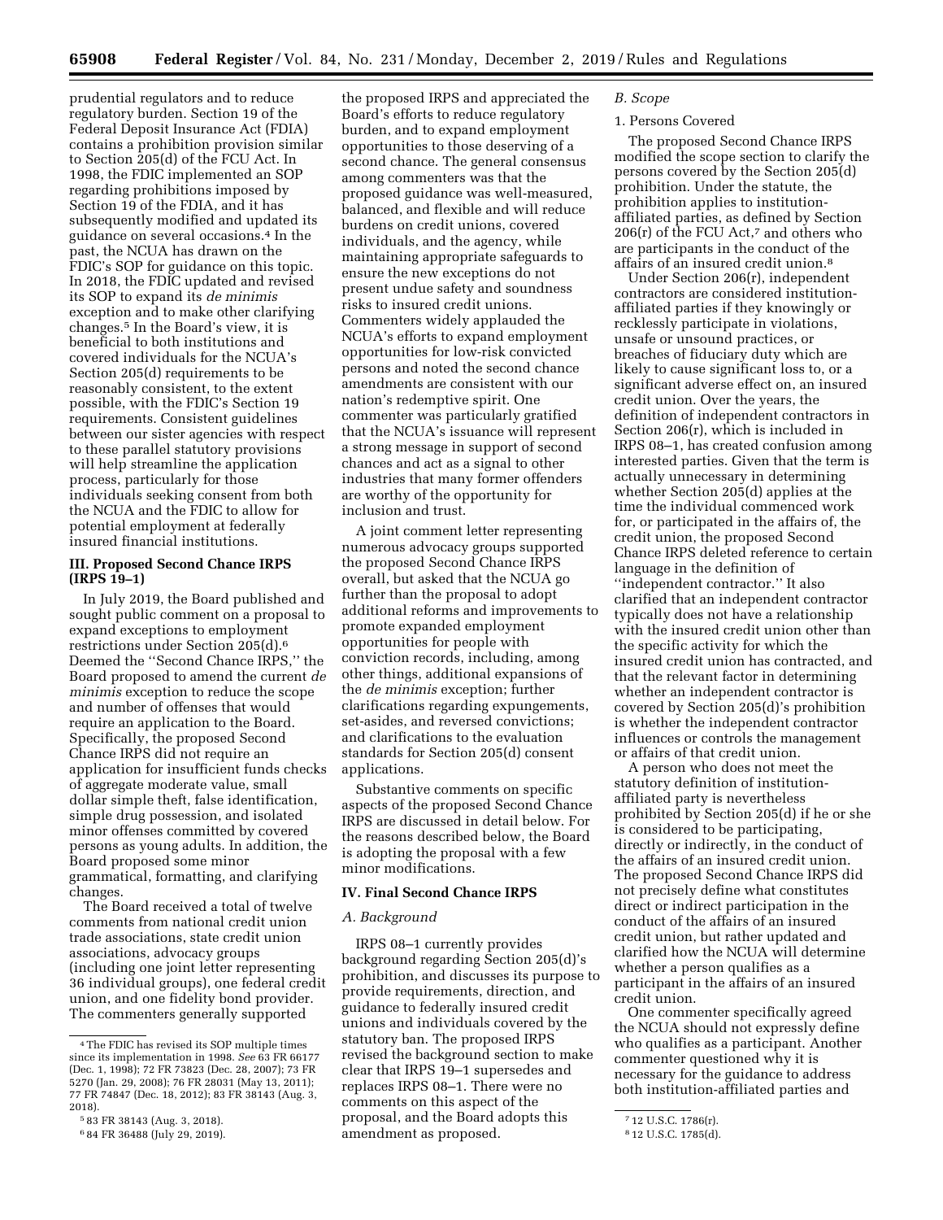prudential regulators and to reduce regulatory burden. Section 19 of the Federal Deposit Insurance Act (FDIA) contains a prohibition provision similar to Section 205(d) of the FCU Act. In 1998, the FDIC implemented an SOP regarding prohibitions imposed by Section 19 of the FDIA, and it has subsequently modified and updated its guidance on several occasions.[4] In the past, the NCUA has drawn on the FDIC's SOP for guidance on this topic. In 2018, the FDIC updated and revised its SOP to expand its *de minimis* exception and to make other clarifying changes.[5] In the Board's view, it is beneficial to both institutions and covered individuals for the NCUA's Section 205(d) requirements to be reasonably consistent, to the extent possible, with the FDIC's Section 19 requirements. Consistent guidelines between our sister agencies with respect to these parallel statutory provisions will help streamline the application process, particularly for those individuals seeking consent from both the NCUA and the FDIC to allow for potential employment at federally insured financial institutions.

## III. Proposed Second Chance IRPS (IRPS 19–1)

In July 2019, the Board published and sought public comment on a proposal to expand exceptions to employment restrictions under Section 205(d).[6] Deemed the ''Second Chance IRPS,'' the Board proposed to amend the current *de minimis* exception to reduce the scope and number of offenses that would require an application to the Board. Specifically, the proposed Second Chance IRPS did not require an application for insufficient funds checks of aggregate moderate value, small dollar simple theft, false identification, simple drug possession, and isolated minor offenses committed by covered persons as young adults. In addition, the Board proposed some minor grammatical, formatting, and clarifying changes.

The Board received a total of twelve comments from national credit union trade associations, state credit union associations, advocacy groups (including one joint letter representing 36 individual groups), one federal credit union, and one fidelity bond provider. The commenters generally supported the proposed IRPS and appreciated the Board's efforts to reduce regulatory burden, and to expand employment opportunities to those deserving of a second chance. The general consensus among commenters was that the proposed guidance was well-measured, balanced, and flexible and will reduce burdens on credit unions, covered individuals, and the agency, while maintaining appropriate safeguards to ensure the new exceptions do not present undue safety and soundness risks to insured credit unions. Commenters widely applauded the NCUA's efforts to expand employment opportunities for low-risk convicted persons and noted the second chance amendments are consistent with our nation's redemptive spirit. One commenter was particularly gratified that the NCUA's issuance will represent a strong message in support of second chances and act as a signal to other industries that many former offenders are worthy of the opportunity for inclusion and trust.

A joint comment letter representing numerous advocacy groups supported the proposed Second Chance IRPS overall, but asked that the NCUA go further than the proposal to adopt additional reforms and improvements to promote expanded employment opportunities for people with conviction records, including, among other things, additional expansions of the *de minimis* exception; further clarifications regarding expungements, set-asides, and reversed convictions; and clarifications to the evaluation standards for Section 205(d) consent applications.

Substantive comments on specific aspects of the proposed Second Chance IRPS are discussed in detail below. For the reasons described below, the Board is adopting the proposal with a few minor modifications.

## IV. Final Second Chance IRPS

### *A. Background*

IRPS 08–1 currently provides background regarding Section 205(d)'s prohibition, and discusses its purpose to provide requirements, direction, and guidance to federally insured credit unions and individuals covered by the statutory ban. The proposed IRPS revised the background section to make clear that IRPS 19–1 supersedes and replaces IRPS 08–1. There were no comments on this aspect of the proposal, and the Board adopts this amendment as proposed.

### *B. Scope*

#### 1. Persons Covered

The proposed Second Chance IRPS modified the scope section to clarify the persons covered by the Section 205(d) prohibition. Under the statute, the prohibition applies to institution-affiliated parties, as defined by Section 206(r) of the FCU Act,[7] and others who are participants in the conduct of the affairs of an insured credit union.[8]

Under Section 206(r), independent contractors are considered institution-affiliated parties if they knowingly or recklessly participate in violations, unsafe or unsound practices, or breaches of fiduciary duty which are likely to cause significant loss to, or a significant adverse effect on, an insured credit union. Over the years, the definition of independent contractors in Section 206(r), which is included in IRPS 08–1, has created confusion among interested parties. Given that the term is actually unnecessary in determining whether Section 205(d) applies at the time the individual commenced work for, or participated in the affairs of, the credit union, the proposed Second Chance IRPS deleted reference to certain language in the definition of ''independent contractor.'' It also clarified that an independent contractor typically does not have a relationship with the insured credit union other than the specific activity for which the insured credit union has contracted, and that the relevant factor in determining whether an independent contractor is covered by Section 205(d)'s prohibition is whether the independent contractor influences or controls the management or affairs of that credit union.

A person who does not meet the statutory definition of institution-affiliated party is nevertheless prohibited by Section 205(d) if he or she is considered to be participating, directly or indirectly, in the conduct of the affairs of an insured credit union. The proposed Second Chance IRPS did not precisely define what constitutes direct or indirect participation in the conduct of the affairs of an insured credit union, but rather updated and clarified how the NCUA will determine whether a person qualifies as a participant in the affairs of an insured credit union.

One commenter specifically agreed the NCUA should not expressly define who qualifies as a participant. Another commenter questioned why it is necessary for the guidance to address both institution-affiliated parties and

---

[4] The FDIC has revised its SOP multiple times since its implementation in 1998. *See* 63 FR 66177 (Dec. 1, 1998); 72 FR 73823 (Dec. 28, 2007); 73 FR 5270 (Jan. 29, 2008); 76 FR 28031 (May 13, 2011); 77 FR 74847 (Dec. 18, 2012); 83 FR 38143 (Aug. 3, 2018).

[5] 83 FR 38143 (Aug. 3, 2018).

[6] 84 FR 36488 (July 29, 2019).

[7] 12 U.S.C. 1786(r).

[8] 12 U.S.C. 1785(d).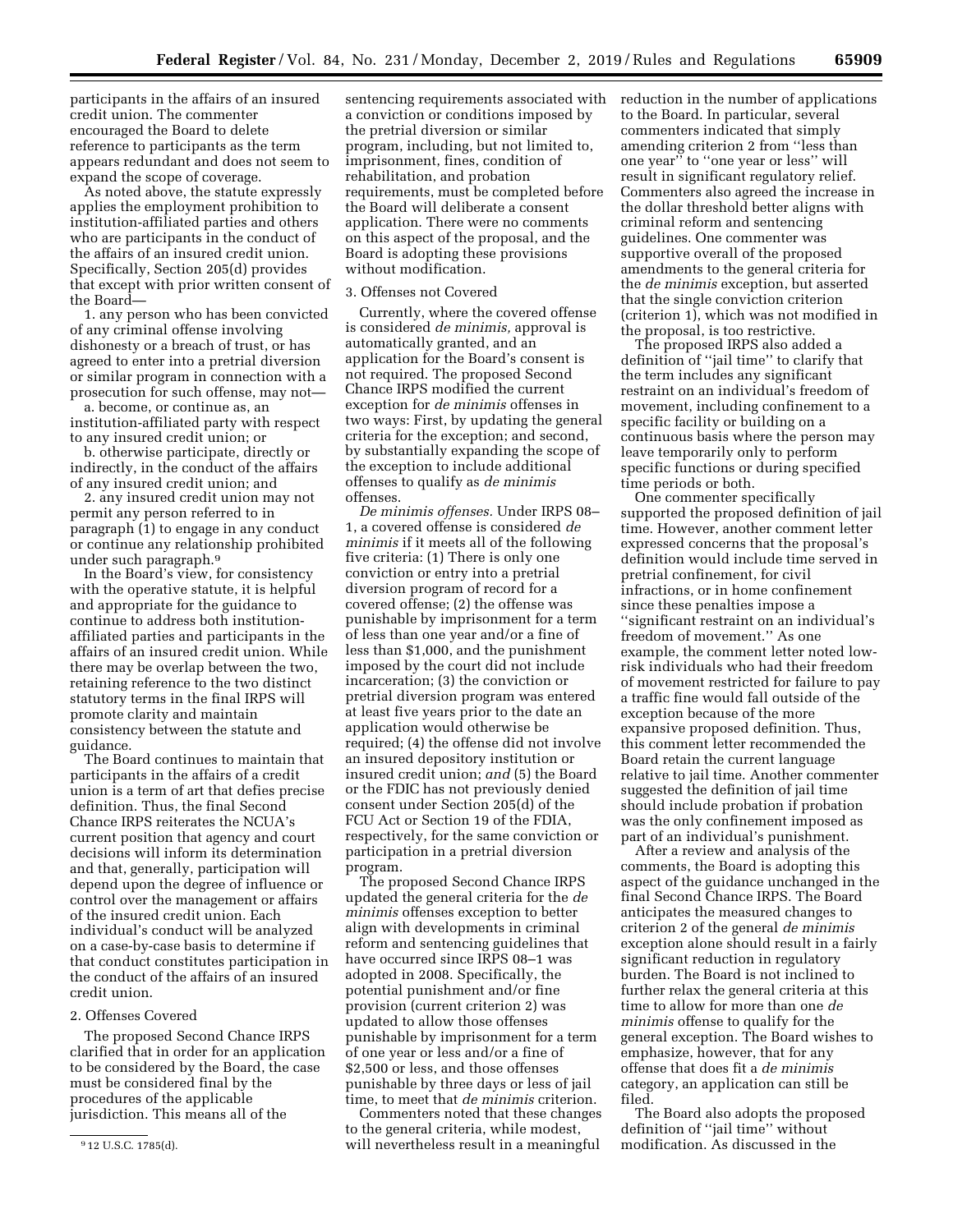participants in the affairs of an insured credit union. The commenter encouraged the Board to delete reference to participants as the term appears redundant and does not seem to expand the scope of coverage.

As noted above, the statute expressly applies the employment prohibition to institution-affiliated parties and others who are participants in the conduct of the affairs of an insured credit union. Specifically, Section 205(d) provides that except with prior written consent of the Board—

1. any person who has been convicted of any criminal offense involving dishonesty or a breach of trust, or has agreed to enter into a pretrial diversion or similar program in connection with a prosecution for such offense, may not—

a. become, or continue as, an institution-affiliated party with respect to any insured credit union; or

b. otherwise participate, directly or indirectly, in the conduct of the affairs of any insured credit union; and

2. any insured credit union may not permit any person referred to in paragraph (1) to engage in any conduct or continue any relationship prohibited under such paragraph.[9]

In the Board's view, for consistency with the operative statute, it is helpful and appropriate for the guidance to continue to address both institution-affiliated parties and participants in the affairs of an insured credit union. While there may be overlap between the two, retaining reference to the two distinct statutory terms in the final IRPS will promote clarity and maintain consistency between the statute and guidance.

The Board continues to maintain that participants in the affairs of a credit union is a term of art that defies precise definition. Thus, the final Second Chance IRPS reiterates the NCUA's current position that agency and court decisions will inform its determination and that, generally, participation will depend upon the degree of influence or control over the management or affairs of the insured credit union. Each individual's conduct will be analyzed on a case-by-case basis to determine if that conduct constitutes participation in the conduct of the affairs of an insured credit union.

2. Offenses Covered

The proposed Second Chance IRPS clarified that in order for an application to be considered by the Board, the case must be considered final by the procedures of the applicable jurisdiction. This means all of the sentencing requirements associated with a conviction or conditions imposed by the pretrial diversion or similar program, including, but not limited to, imprisonment, fines, condition of rehabilitation, and probation requirements, must be completed before the Board will deliberate a consent application. There were no comments on this aspect of the proposal, and the Board is adopting these provisions without modification.

3. Offenses not Covered

Currently, where the covered offense is considered *de minimis,* approval is automatically granted, and an application for the Board's consent is not required. The proposed Second Chance IRPS modified the current exception for *de minimis* offenses in two ways: First, by updating the general criteria for the exception; and second, by substantially expanding the scope of the exception to include additional offenses to qualify as *de minimis* offenses.

*De minimis offenses.* Under IRPS 08–1, a covered offense is considered *de minimis* if it meets all of the following five criteria: (1) There is only one conviction or entry into a pretrial diversion program of record for a covered offense; (2) the offense was punishable by imprisonment for a term of less than one year and/or a fine of less than $1,000, and the punishment imposed by the court did not include incarceration; (3) the conviction or pretrial diversion program was entered at least five years prior to the date an application would otherwise be required; (4) the offense did not involve an insured depository institution or insured credit union; *and* (5) the Board or the FDIC has not previously denied consent under Section 205(d) of the FCU Act or Section 19 of the FDIA, respectively, for the same conviction or participation in a pretrial diversion program.

The proposed Second Chance IRPS updated the general criteria for the *de minimis* offenses exception to better align with developments in criminal reform and sentencing guidelines that have occurred since IRPS 08–1 was adopted in 2008. Specifically, the potential punishment and/or fine provision (current criterion 2) was updated to allow those offenses punishable by imprisonment for a term of one year or less and/or a fine of $2,500 or less, and those offenses punishable by three days or less of jail time, to meet that *de minimis* criterion.

Commenters noted that these changes to the general criteria, while modest, will nevertheless result in a meaningful reduction in the number of applications to the Board. In particular, several commenters indicated that simply amending criterion 2 from ''less than one year'' to ''one year or less'' will result in significant regulatory relief. Commenters also agreed the increase in the dollar threshold better aligns with criminal reform and sentencing guidelines. One commenter was supportive overall of the proposed amendments to the general criteria for the *de minimis* exception, but asserted that the single conviction criterion (criterion 1), which was not modified in the proposal, is too restrictive.

The proposed IRPS also added a definition of ''jail time'' to clarify that the term includes any significant restraint on an individual's freedom of movement, including confinement to a specific facility or building on a continuous basis where the person may leave temporarily only to perform specific functions or during specified time periods or both.

One commenter specifically supported the proposed definition of jail time. However, another comment letter expressed concerns that the proposal's definition would include time served in pretrial confinement, for civil infractions, or in home confinement since these penalties impose a ''significant restraint on an individual's freedom of movement.'' As one example, the comment letter noted low-risk individuals who had their freedom of movement restricted for failure to pay a traffic fine would fall outside of the exception because of the more expansive proposed definition. Thus, this comment letter recommended the Board retain the current language relative to jail time. Another commenter suggested the definition of jail time should include probation if probation was the only confinement imposed as part of an individual's punishment.

After a review and analysis of the comments, the Board is adopting this aspect of the guidance unchanged in the final Second Chance IRPS. The Board anticipates the measured changes to criterion 2 of the general *de minimis* exception alone should result in a fairly significant reduction in regulatory burden. The Board is not inclined to further relax the general criteria at this time to allow for more than one *de minimis* offense to qualify for the general exception. The Board wishes to emphasize, however, that for any offense that does fit a *de minimis* category, an application can still be filed.

The Board also adopts the proposed definition of ''jail time'' without modification. As discussed in the

[9] 12 U.S.C. 1785(d).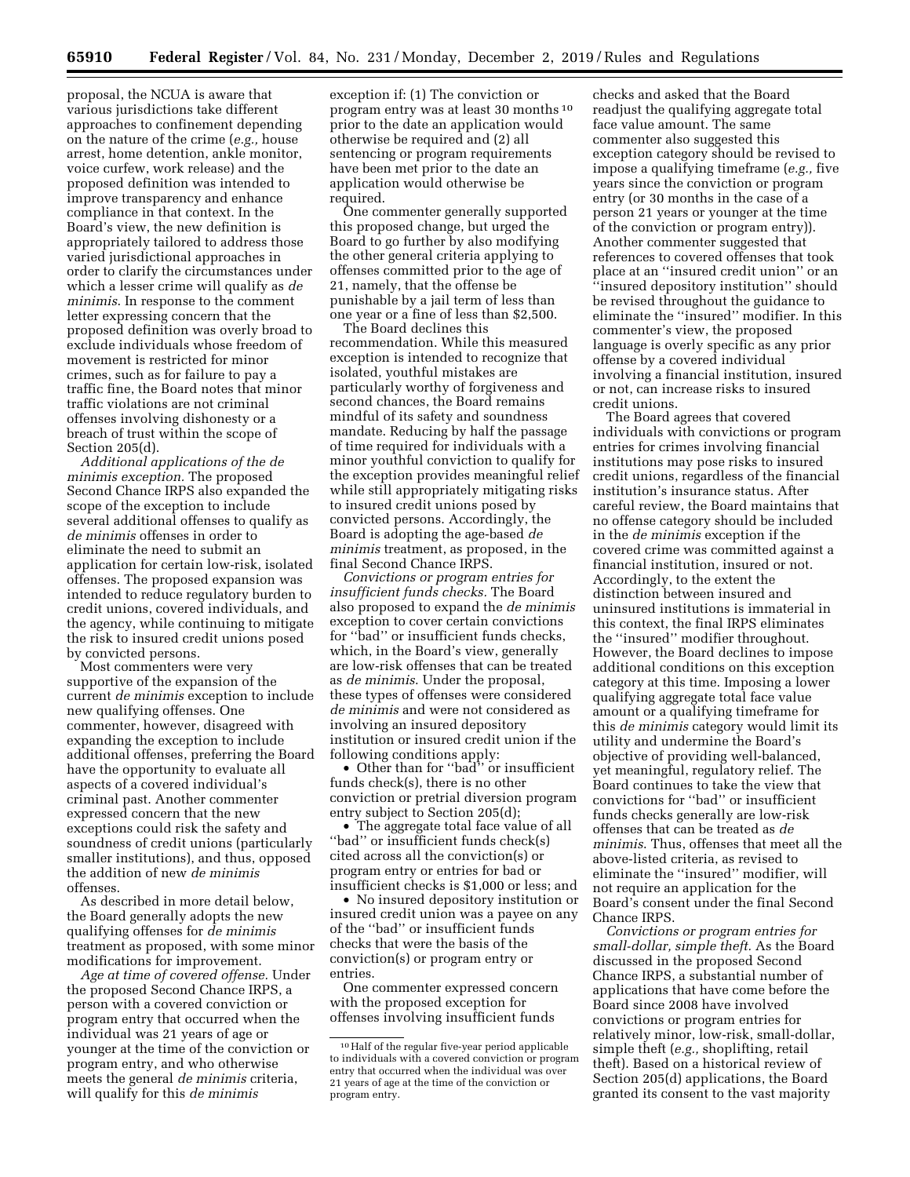proposal, the NCUA is aware that various jurisdictions take different approaches to confinement depending on the nature of the crime (*e.g.,* house arrest, home detention, ankle monitor, voice curfew, work release) and the proposed definition was intended to improve transparency and enhance compliance in that context. In the Board's view, the new definition is appropriately tailored to address those varied jurisdictional approaches in order to clarify the circumstances under which a lesser crime will qualify as *de minimis*. In response to the comment letter expressing concern that the proposed definition was overly broad to exclude individuals whose freedom of movement is restricted for minor crimes, such as for failure to pay a traffic fine, the Board notes that minor traffic violations are not criminal offenses involving dishonesty or a breach of trust within the scope of Section 205(d).

*Additional applications of the de minimis exception.* The proposed Second Chance IRPS also expanded the scope of the exception to include several additional offenses to qualify as *de minimis* offenses in order to eliminate the need to submit an application for certain low-risk, isolated offenses. The proposed expansion was intended to reduce regulatory burden to credit unions, covered individuals, and the agency, while continuing to mitigate the risk to insured credit unions posed by convicted persons.

Most commenters were very supportive of the expansion of the current *de minimis* exception to include new qualifying offenses. One commenter, however, disagreed with expanding the exception to include additional offenses, preferring the Board have the opportunity to evaluate all aspects of a covered individual's criminal past. Another commenter expressed concern that the new exceptions could risk the safety and soundness of credit unions (particularly smaller institutions), and thus, opposed the addition of new *de minimis* offenses.

As described in more detail below, the Board generally adopts the new qualifying offenses for *de minimis* treatment as proposed, with some minor modifications for improvement.

*Age at time of covered offense.* Under the proposed Second Chance IRPS, a person with a covered conviction or program entry that occurred when the individual was 21 years of age or younger at the time of the conviction or program entry, and who otherwise meets the general *de minimis* criteria, will qualify for this *de minimis* exception if: (1) The conviction or program entry was at least 30 months[10] prior to the date an application would otherwise be required and (2) all sentencing or program requirements have been met prior to the date an application would otherwise be required.

One commenter generally supported this proposed change, but urged the Board to go further by also modifying the other general criteria applying to offenses committed prior to the age of 21, namely, that the offense be punishable by a jail term of less than one year or a fine of less than $2,500.

The Board declines this recommendation. While this measured exception is intended to recognize that isolated, youthful mistakes are particularly worthy of forgiveness and second chances, the Board remains mindful of its safety and soundness mandate. Reducing by half the passage of time required for individuals with a minor youthful conviction to qualify for the exception provides meaningful relief while still appropriately mitigating risks to insured credit unions posed by convicted persons. Accordingly, the Board is adopting the age-based *de minimis* treatment, as proposed, in the final Second Chance IRPS.

*Convictions or program entries for insufficient funds checks.* The Board also proposed to expand the *de minimis* exception to cover certain convictions for "bad" or insufficient funds checks, which, in the Board's view, generally are low-risk offenses that can be treated as *de minimis*. Under the proposal, these types of offenses were considered *de minimis* and were not considered as involving an insured depository institution or insured credit union if the following conditions apply:

- Other than for "bad" or insufficient funds check(s), there is no other conviction or pretrial diversion program entry subject to Section 205(d);
- The aggregate total face value of all "bad" or insufficient funds check(s) cited across all the conviction(s) or program entry or entries for bad or insufficient checks is $1,000 or less; and
- No insured depository institution or insured credit union was a payee on any of the "bad" or insufficient funds checks that were the basis of the conviction(s) or program entry or entries.

One commenter expressed concern with the proposed exception for offenses involving insufficient funds checks and asked that the Board readjust the qualifying aggregate total face value amount. The same commenter also suggested this exception category should be revised to impose a qualifying timeframe (*e.g.,* five years since the conviction or program entry (or 30 months in the case of a person 21 years or younger at the time of the conviction or program entry)). Another commenter suggested that references to covered offenses that took place at an "insured credit union" or an "insured depository institution" should be revised throughout the guidance to eliminate the "insured" modifier. In this commenter's view, the proposed language is overly specific as any prior offense by a covered individual involving a financial institution, insured or not, can increase risks to insured credit unions.

The Board agrees that covered individuals with convictions or program entries for crimes involving financial institutions may pose risks to insured credit unions, regardless of the financial institution's insurance status. After careful review, the Board maintains that no offense category should be included in the *de minimis* exception if the covered crime was committed against a financial institution, insured or not. Accordingly, to the extent the distinction between insured and uninsured institutions is immaterial in this context, the final IRPS eliminates the "insured" modifier throughout. However, the Board declines to impose additional conditions on this exception category at this time. Imposing a lower qualifying aggregate total face value amount or a qualifying timeframe for this *de minimis* category would limit its utility and undermine the Board's objective of providing well-balanced, yet meaningful, regulatory relief. The Board continues to take the view that convictions for "bad" or insufficient funds checks generally are low-risk offenses that can be treated as *de minimis*. Thus, offenses that meet all the above-listed criteria, as revised to eliminate the "insured" modifier, will not require an application for the Board's consent under the final Second Chance IRPS.

*Convictions or program entries for small-dollar, simple theft.* As the Board discussed in the proposed Second Chance IRPS, a substantial number of applications that have come before the Board since 2008 have involved convictions or program entries for relatively minor, low-risk, small-dollar, simple theft (*e.g.,* shoplifting, retail theft). Based on a historical review of Section 205(d) applications, the Board granted its consent to the vast majority

[10] Half of the regular five-year period applicable to individuals with a covered conviction or program entry that occurred when the individual was over 21 years of age at the time of the conviction or program entry.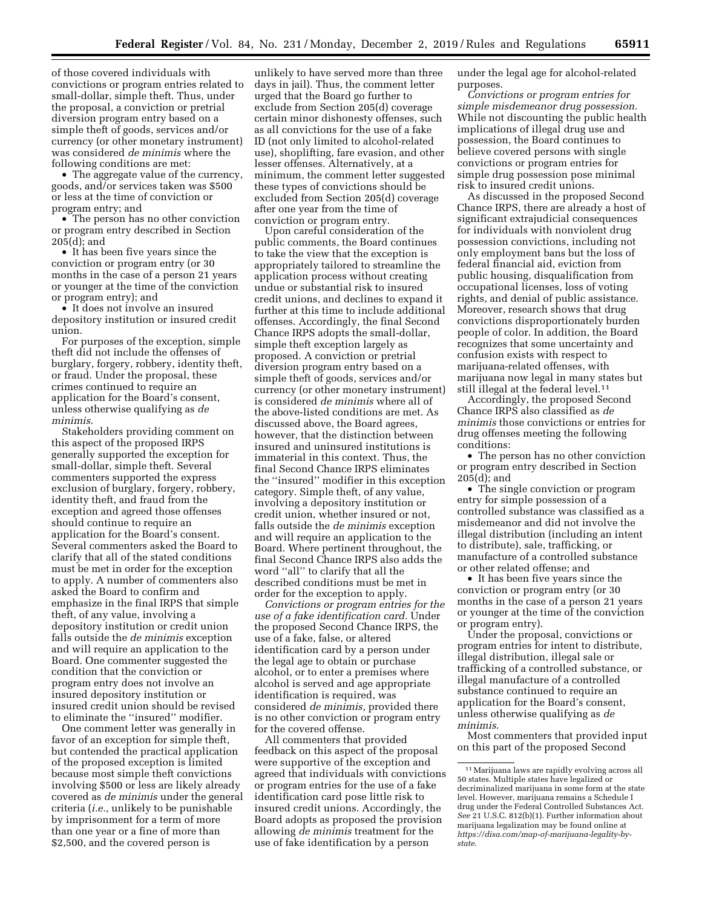of those covered individuals with convictions or program entries related to small-dollar, simple theft. Thus, under the proposal, a conviction or pretrial diversion program entry based on a simple theft of goods, services and/or currency (or other monetary instrument) was considered *de minimis* where the following conditions are met:

- The aggregate value of the currency, goods, and/or services taken was $500 or less at the time of conviction or program entry; and
- The person has no other conviction or program entry described in Section 205(d); and
- It has been five years since the conviction or program entry (or 30 months in the case of a person 21 years or younger at the time of the conviction or program entry); and
- It does not involve an insured depository institution or insured credit union.

For purposes of the exception, simple theft did not include the offenses of burglary, forgery, robbery, identity theft, or fraud. Under the proposal, these crimes continued to require an application for the Board's consent, unless otherwise qualifying as *de minimis*.

Stakeholders providing comment on this aspect of the proposed IRPS generally supported the exception for small-dollar, simple theft. Several commenters supported the express exclusion of burglary, forgery, robbery, identity theft, and fraud from the exception and agreed those offenses should continue to require an application for the Board's consent. Several commenters asked the Board to clarify that all of the stated conditions must be met in order for the exception to apply. A number of commenters also asked the Board to confirm and emphasize in the final IRPS that simple theft, of any value, involving a depository institution or credit union falls outside the *de minimis* exception and will require an application to the Board. One commenter suggested the condition that the conviction or program entry does not involve an insured depository institution or insured credit union should be revised to eliminate the ''insured'' modifier.

One comment letter was generally in favor of an exception for simple theft, but contended the practical application of the proposed exception is limited because most simple theft convictions involving $500 or less are likely already covered as *de minimis* under the general criteria (*i.e.,* unlikely to be punishable by imprisonment for a term of more than one year or a fine of more than $2,500, and the covered person is unlikely to have served more than three days in jail). Thus, the comment letter urged that the Board go further to exclude from Section 205(d) coverage certain minor dishonesty offenses, such as all convictions for the use of a fake ID (not only limited to alcohol-related use), shoplifting, fare evasion, and other lesser offenses. Alternatively, at a minimum, the comment letter suggested these types of convictions should be excluded from Section 205(d) coverage after one year from the time of conviction or program entry.

Upon careful consideration of the public comments, the Board continues to take the view that the exception is appropriately tailored to streamline the application process without creating undue or substantial risk to insured credit unions, and declines to expand it further at this time to include additional offenses. Accordingly, the final Second Chance IRPS adopts the small-dollar, simple theft exception largely as proposed. A conviction or pretrial diversion program entry based on a simple theft of goods, services and/or currency (or other monetary instrument) is considered *de minimis* where all of the above-listed conditions are met. As discussed above, the Board agrees, however, that the distinction between insured and uninsured institutions is immaterial in this context. Thus, the final Second Chance IRPS eliminates the ''insured'' modifier in this exception category. Simple theft, of any value, involving a depository institution or credit union, whether insured or not, falls outside the *de minimis* exception and will require an application to the Board. Where pertinent throughout, the final Second Chance IRPS also adds the word ''all'' to clarify that all the described conditions must be met in order for the exception to apply.

*Convictions or program entries for the use of a fake identification card.* Under the proposed Second Chance IRPS, the use of a fake, false, or altered identification card by a person under the legal age to obtain or purchase alcohol, or to enter a premises where alcohol is served and age appropriate identification is required, was considered *de minimis,* provided there is no other conviction or program entry for the covered offense.

All commenters that provided feedback on this aspect of the proposal were supportive of the exception and agreed that individuals with convictions or program entries for the use of a fake identification card pose little risk to insured credit unions. Accordingly, the Board adopts as proposed the provision allowing *de minimis* treatment for the use of fake identification by a person under the legal age for alcohol-related purposes.

*Convictions or program entries for simple misdemeanor drug possession.* While not discounting the public health implications of illegal drug use and possession, the Board continues to believe covered persons with single convictions or program entries for simple drug possession pose minimal risk to insured credit unions.

As discussed in the proposed Second Chance IRPS, there are already a host of significant extrajudicial consequences for individuals with nonviolent drug possession convictions, including not only employment bans but the loss of federal financial aid, eviction from public housing, disqualification from occupational licenses, loss of voting rights, and denial of public assistance. Moreover, research shows that drug convictions disproportionately burden people of color. In addition, the Board recognizes that some uncertainty and confusion exists with respect to marijuana-related offenses, with marijuana now legal in many states but still illegal at the federal level.[11]

Accordingly, the proposed Second Chance IRPS also classified as *de minimis* those convictions or entries for drug offenses meeting the following conditions:

- The person has no other conviction or program entry described in Section 205(d); and
- The single conviction or program entry for simple possession of a controlled substance was classified as a misdemeanor and did not involve the illegal distribution (including an intent to distribute), sale, trafficking, or manufacture of a controlled substance or other related offense; and
- It has been five years since the conviction or program entry (or 30 months in the case of a person 21 years or younger at the time of the conviction or program entry).

Under the proposal, convictions or program entries for intent to distribute, illegal distribution, illegal sale or trafficking of a controlled substance, or illegal manufacture of a controlled substance continued to require an application for the Board's consent, unless otherwise qualifying as *de minimis*.

Most commenters that provided input on this part of the proposed Second

---

[11] Marijuana laws are rapidly evolving across all 50 states. Multiple states have legalized or decriminalized marijuana in some form at the state level. However, marijuana remains a Schedule I drug under the Federal Controlled Substances Act. *See* 21 U.S.C. 812(b)(1). Further information about marijuana legalization may be found online at *https://disa.com/map-of-marijuana-legality-by-state*.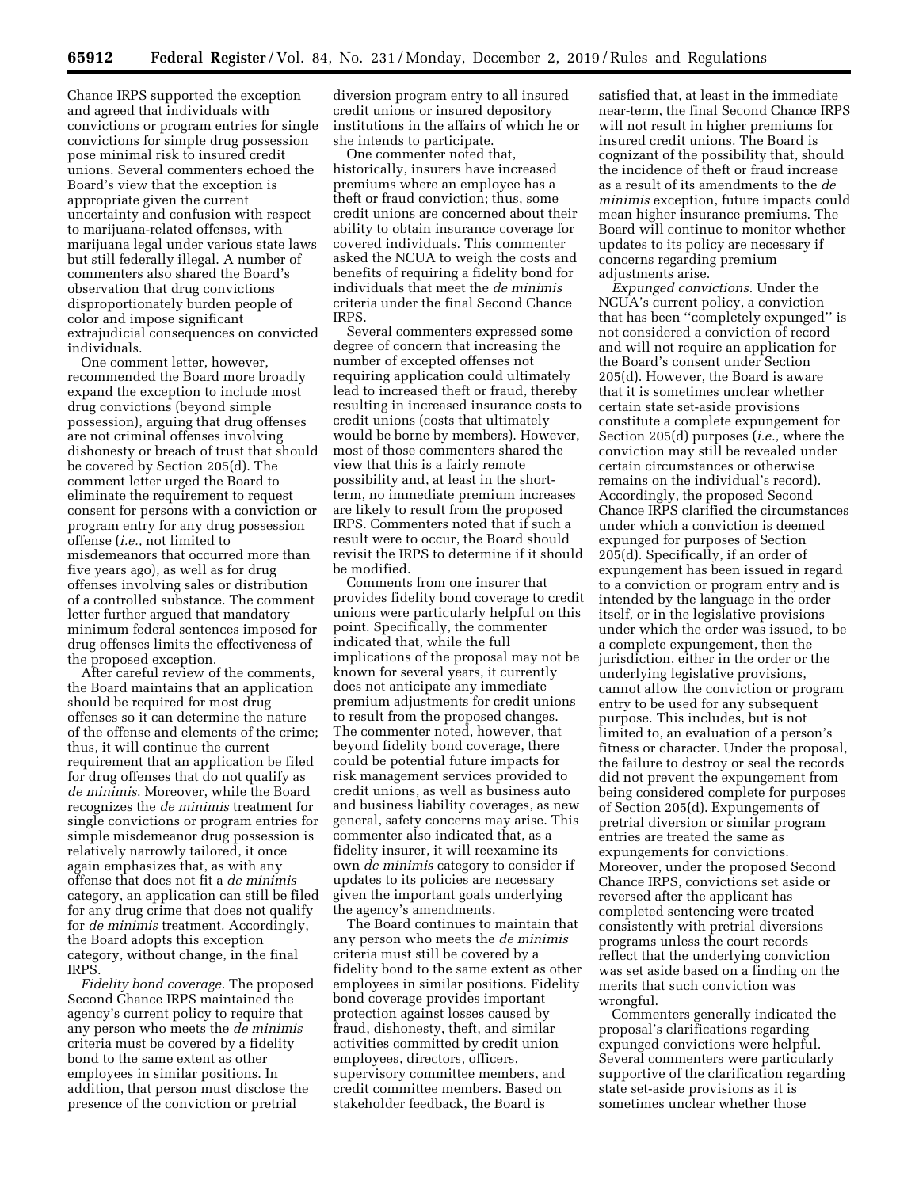Chance IRPS supported the exception and agreed that individuals with convictions or program entries for single convictions for simple drug possession pose minimal risk to insured credit unions. Several commenters echoed the Board's view that the exception is appropriate given the current uncertainty and confusion with respect to marijuana-related offenses, with marijuana legal under various state laws but still federally illegal. A number of commenters also shared the Board's observation that drug convictions disproportionately burden people of color and impose significant extrajudicial consequences on convicted individuals.

One comment letter, however, recommended the Board more broadly expand the exception to include most drug convictions (beyond simple possession), arguing that drug offenses are not criminal offenses involving dishonesty or breach of trust that should be covered by Section 205(d). The comment letter urged the Board to eliminate the requirement to request consent for persons with a conviction or program entry for any drug possession offense (*i.e.,* not limited to misdemeanors that occurred more than five years ago), as well as for drug offenses involving sales or distribution of a controlled substance. The comment letter further argued that mandatory minimum federal sentences imposed for drug offenses limits the effectiveness of the proposed exception.

After careful review of the comments, the Board maintains that an application should be required for most drug offenses so it can determine the nature of the offense and elements of the crime; thus, it will continue the current requirement that an application be filed for drug offenses that do not qualify as *de minimis.* Moreover, while the Board recognizes the *de minimis* treatment for single convictions or program entries for simple misdemeanor drug possession is relatively narrowly tailored, it once again emphasizes that, as with any offense that does not fit a *de minimis* category, an application can still be filed for any drug crime that does not qualify for *de minimis* treatment. Accordingly, the Board adopts this exception category, without change, in the final IRPS.

*Fidelity bond coverage.* The proposed Second Chance IRPS maintained the agency's current policy to require that any person who meets the *de minimis* criteria must be covered by a fidelity bond to the same extent as other employees in similar positions. In addition, that person must disclose the presence of the conviction or pretrial diversion program entry to all insured credit unions or insured depository institutions in the affairs of which he or she intends to participate.

One commenter noted that, historically, insurers have increased premiums where an employee has a theft or fraud conviction; thus, some credit unions are concerned about their ability to obtain insurance coverage for covered individuals. This commenter asked the NCUA to weigh the costs and benefits of requiring a fidelity bond for individuals that meet the *de minimis* criteria under the final Second Chance IRPS.

Several commenters expressed some degree of concern that increasing the number of excepted offenses not requiring application could ultimately lead to increased theft or fraud, thereby resulting in increased insurance costs to credit unions (costs that ultimately would be borne by members). However, most of those commenters shared the view that this is a fairly remote possibility and, at least in the short-term, no immediate premium increases are likely to result from the proposed IRPS. Commenters noted that if such a result were to occur, the Board should revisit the IRPS to determine if it should be modified.

Comments from one insurer that provides fidelity bond coverage to credit unions were particularly helpful on this point. Specifically, the commenter indicated that, while the full implications of the proposal may not be known for several years, it currently does not anticipate any immediate premium adjustments for credit unions to result from the proposed changes. The commenter noted, however, that beyond fidelity bond coverage, there could be potential future impacts for risk management services provided to credit unions, as well as business auto and business liability coverages, as new general, safety concerns may arise. This commenter also indicated that, as a fidelity insurer, it will reexamine its own *de minimis* category to consider if updates to its policies are necessary given the important goals underlying the agency's amendments.

The Board continues to maintain that any person who meets the *de minimis* criteria must still be covered by a fidelity bond to the same extent as other employees in similar positions. Fidelity bond coverage provides important protection against losses caused by fraud, dishonesty, theft, and similar activities committed by credit union employees, directors, officers, supervisory committee members, and credit committee members. Based on stakeholder feedback, the Board is satisfied that, at least in the immediate near-term, the final Second Chance IRPS will not result in higher premiums for insured credit unions. The Board is cognizant of the possibility that, should the incidence of theft or fraud increase as a result of its amendments to the *de minimis* exception, future impacts could mean higher insurance premiums. The Board will continue to monitor whether updates to its policy are necessary if concerns regarding premium adjustments arise.

*Expunged convictions.* Under the NCUA's current policy, a conviction that has been "completely expunged" is not considered a conviction of record and will not require an application for the Board's consent under Section 205(d). However, the Board is aware that it is sometimes unclear whether certain state set-aside provisions constitute a complete expungement for Section 205(d) purposes (*i.e.,* where the conviction may still be revealed under certain circumstances or otherwise remains on the individual's record). Accordingly, the proposed Second Chance IRPS clarified the circumstances under which a conviction is deemed expunged for purposes of Section 205(d). Specifically, if an order of expungement has been issued in regard to a conviction or program entry and is intended by the language in the order itself, or in the legislative provisions under which the order was issued, to be a complete expungement, then the jurisdiction, either in the order or the underlying legislative provisions, cannot allow the conviction or program entry to be used for any subsequent purpose. This includes, but is not limited to, an evaluation of a person's fitness or character. Under the proposal, the failure to destroy or seal the records did not prevent the expungement from being considered complete for purposes of Section 205(d). Expungements of pretrial diversion or similar program entries are treated the same as expungements for convictions. Moreover, under the proposed Second Chance IRPS, convictions set aside or reversed after the applicant has completed sentencing were treated consistently with pretrial diversions programs unless the court records reflect that the underlying conviction was set aside based on a finding on the merits that such conviction was wrongful.

Commenters generally indicated the proposal's clarifications regarding expunged convictions were helpful. Several commenters were particularly supportive of the clarification regarding state set-aside provisions as it is sometimes unclear whether those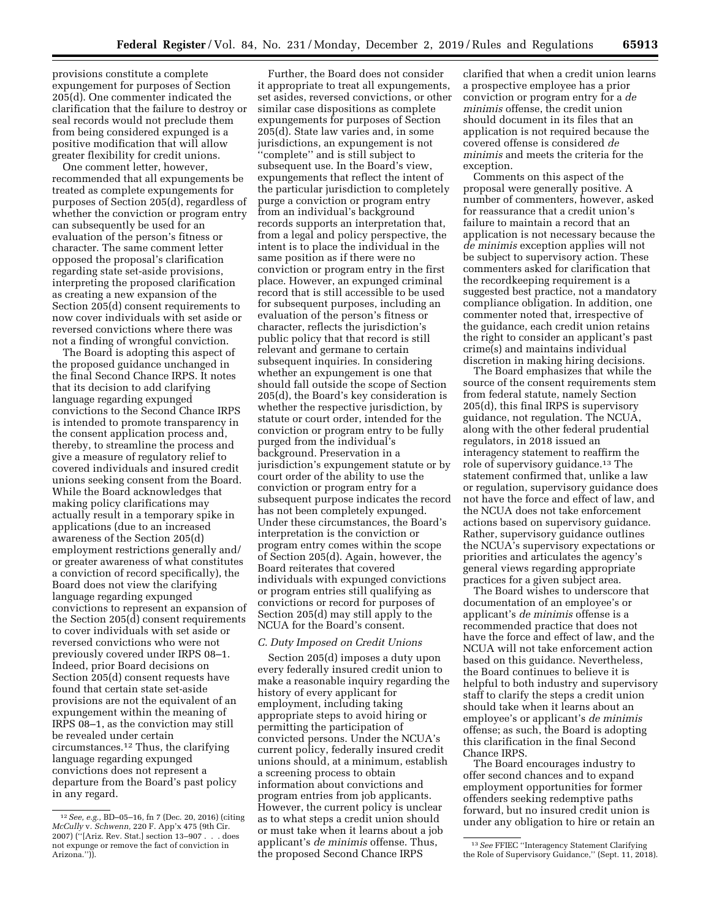provisions constitute a complete expungement for purposes of Section 205(d). One commenter indicated the clarification that the failure to destroy or seal records would not preclude them from being considered expunged is a positive modification that will allow greater flexibility for credit unions.

One comment letter, however, recommended that all expungements be treated as complete expungements for purposes of Section 205(d), regardless of whether the conviction or program entry can subsequently be used for an evaluation of the person's fitness or character. The same comment letter opposed the proposal's clarification regarding state set-aside provisions, interpreting the proposed clarification as creating a new expansion of the Section 205(d) consent requirements to now cover individuals with set aside or reversed convictions where there was not a finding of wrongful conviction.

The Board is adopting this aspect of the proposed guidance unchanged in the final Second Chance IRPS. It notes that its decision to add clarifying language regarding expunged convictions to the Second Chance IRPS is intended to promote transparency in the consent application process and, thereby, to streamline the process and give a measure of regulatory relief to covered individuals and insured credit unions seeking consent from the Board. While the Board acknowledges that making policy clarifications may actually result in a temporary spike in applications (due to an increased awareness of the Section 205(d) employment restrictions generally and/or greater awareness of what constitutes a conviction of record specifically), the Board does not view the clarifying language regarding expunged convictions to represent an expansion of the Section 205(d) consent requirements to cover individuals with set aside or reversed convictions who were not previously covered under IRPS 08–1. Indeed, prior Board decisions on Section 205(d) consent requests have found that certain state set-aside provisions are not the equivalent of an expungement within the meaning of IRPS 08–1, as the conviction may still be revealed under certain circumstances.[12] Thus, the clarifying language regarding expunged convictions does not represent a departure from the Board's past policy in any regard.

Further, the Board does not consider it appropriate to treat all expungements, set asides, reversed convictions, or other similar case dispositions as complete expungements for purposes of Section 205(d). State law varies and, in some jurisdictions, an expungement is not "complete" and is still subject to subsequent use. In the Board's view, expungements that reflect the intent of the particular jurisdiction to completely purge a conviction or program entry from an individual's background records supports an interpretation that, from a legal and policy perspective, the intent is to place the individual in the same position as if there were no conviction or program entry in the first place. However, an expunged criminal record that is still accessible to be used for subsequent purposes, including an evaluation of the person's fitness or character, reflects the jurisdiction's public policy that that record is still relevant and germane to certain subsequent inquiries. In considering whether an expungement is one that should fall outside the scope of Section 205(d), the Board's key consideration is whether the respective jurisdiction, by statute or court order, intended for the conviction or program entry to be fully purged from the individual's background. Preservation in a jurisdiction's expungement statute or by court order of the ability to use the conviction or program entry for a subsequent purpose indicates the record has not been completely expunged. Under these circumstances, the Board's interpretation is the conviction or program entry comes within the scope of Section 205(d). Again, however, the Board reiterates that covered individuals with expunged convictions or program entries still qualifying as convictions or record for purposes of Section 205(d) may still apply to the NCUA for the Board's consent.

### C. Duty Imposed on Credit Unions

Section 205(d) imposes a duty upon every federally insured credit union to make a reasonable inquiry regarding the history of every applicant for employment, including taking appropriate steps to avoid hiring or permitting the participation of convicted persons. Under the NCUA's current policy, federally insured credit unions should, at a minimum, establish a screening process to obtain information about convictions and program entries from job applicants. However, the current policy is unclear as to what steps a credit union should or must take when it learns about a job applicant's *de minimis* offense. Thus, the proposed Second Chance IRPS clarified that when a credit union learns a prospective employee has a prior conviction or program entry for a *de minimis* offense, the credit union should document in its files that an application is not required because the covered offense is considered *de minimis* and meets the criteria for the exception.

Comments on this aspect of the proposal were generally positive. A number of commenters, however, asked for reassurance that a credit union's failure to maintain a record that an application is not necessary because the *de minimis* exception applies will not be subject to supervisory action. These commenters asked for clarification that the recordkeeping requirement is a suggested best practice, not a mandatory compliance obligation. In addition, one commenter noted that, irrespective of the guidance, each credit union retains the right to consider an applicant's past crime(s) and maintains individual discretion in making hiring decisions.

The Board emphasizes that while the source of the consent requirements stem from federal statute, namely Section 205(d), this final IRPS is supervisory guidance, not regulation. The NCUA, along with the other federal prudential regulators, in 2018 issued an interagency statement to reaffirm the role of supervisory guidance.[13] The statement confirmed that, unlike a law or regulation, supervisory guidance does not have the force and effect of law, and the NCUA does not take enforcement actions based on supervisory guidance. Rather, supervisory guidance outlines the NCUA's supervisory expectations or priorities and articulates the agency's general views regarding appropriate practices for a given subject area.

The Board wishes to underscore that documentation of an employee's or applicant's *de minimis* offense is a recommended practice that does not have the force and effect of law, and the NCUA will not take enforcement action based on this guidance. Nevertheless, the Board continues to believe it is helpful to both industry and supervisory staff to clarify the steps a credit union should take when it learns about an employee's or applicant's *de minimis* offense; as such, the Board is adopting this clarification in the final Second Chance IRPS.

The Board encourages industry to offer second chances and to expand employment opportunities for former offenders seeking redemptive paths forward, but no insured credit union is under any obligation to hire or retain an

---

[12] *See, e.g.,* BD–05–16, fn 7 (Dec. 20, 2016) (citing *McCully* v. *Schwenn,* 220 F. App'x 475 (9th Cir. 2007) ("[Ariz. Rev. Stat.] section 13–907 . . . does not expunge or remove the fact of conviction in Arizona.")).

[13] *See* FFIEC "Interagency Statement Clarifying the Role of Supervisory Guidance," (Sept. 11, 2018).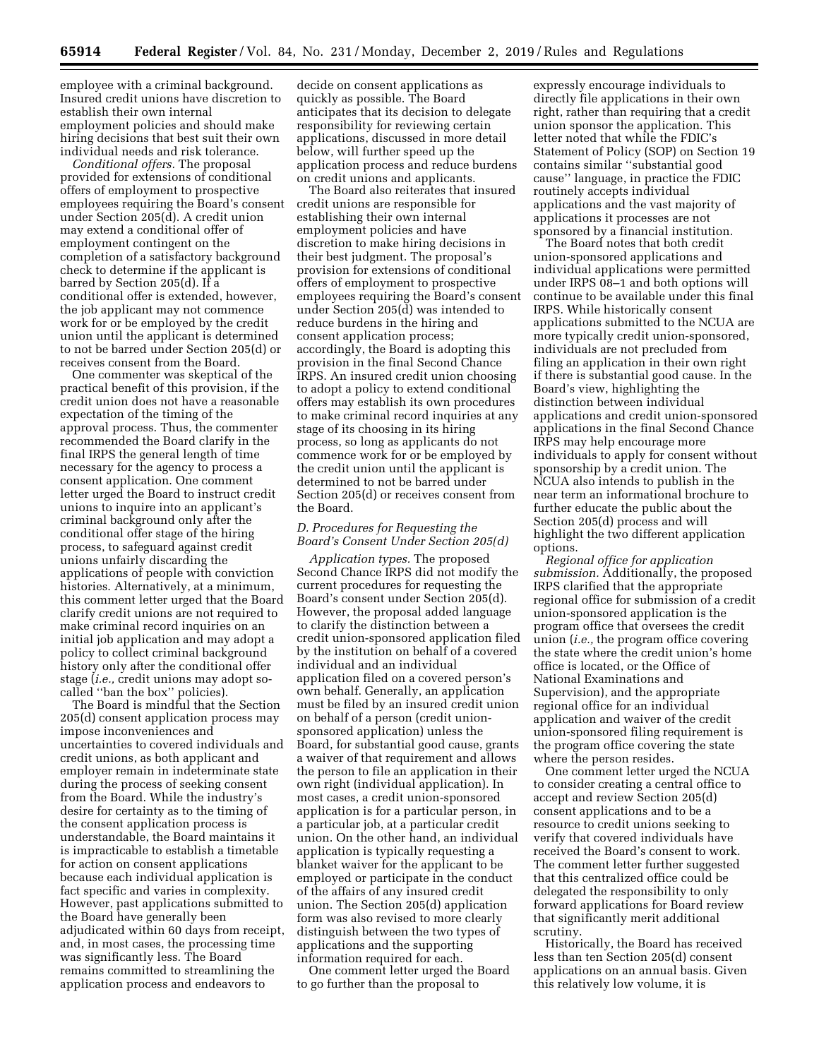employee with a criminal background. Insured credit unions have discretion to establish their own internal employment policies and should make hiring decisions that best suit their own individual needs and risk tolerance.

*Conditional offers.* The proposal provided for extensions of conditional offers of employment to prospective employees requiring the Board's consent under Section 205(d). A credit union may extend a conditional offer of employment contingent on the completion of a satisfactory background check to determine if the applicant is barred by Section 205(d). If a conditional offer is extended, however, the job applicant may not commence work for or be employed by the credit union until the applicant is determined to not be barred under Section 205(d) or receives consent from the Board.

One commenter was skeptical of the practical benefit of this provision, if the credit union does not have a reasonable expectation of the timing of the approval process. Thus, the commenter recommended the Board clarify in the final IRPS the general length of time necessary for the agency to process a consent application. One comment letter urged the Board to instruct credit unions to inquire into an applicant's criminal background only after the conditional offer stage of the hiring process, to safeguard against credit unions unfairly discarding the applications of people with conviction histories. Alternatively, at a minimum, this comment letter urged that the Board clarify credit unions are not required to make criminal record inquiries on an initial job application and may adopt a policy to collect criminal background history only after the conditional offer stage (*i.e.,* credit unions may adopt so-called ''ban the box'' policies).

The Board is mindful that the Section 205(d) consent application process may impose inconveniences and uncertainties to covered individuals and credit unions, as both applicant and employer remain in indeterminate state during the process of seeking consent from the Board. While the industry's desire for certainty as to the timing of the consent application process is understandable, the Board maintains it is impracticable to establish a timetable for action on consent applications because each individual application is fact specific and varies in complexity. However, past applications submitted to the Board have generally been adjudicated within 60 days from receipt, and, in most cases, the processing time was significantly less. The Board remains committed to streamlining the application process and endeavors to decide on consent applications as quickly as possible. The Board anticipates that its decision to delegate responsibility for reviewing certain applications, discussed in more detail below, will further speed up the application process and reduce burdens on credit unions and applicants.

The Board also reiterates that insured credit unions are responsible for establishing their own internal employment policies and have discretion to make hiring decisions in their best judgment. The proposal's provision for extensions of conditional offers of employment to prospective employees requiring the Board's consent under Section 205(d) was intended to reduce burdens in the hiring and consent application process; accordingly, the Board is adopting this provision in the final Second Chance IRPS. An insured credit union choosing to adopt a policy to extend conditional offers may establish its own procedures to make criminal record inquiries at any stage of its choosing in its hiring process, so long as applicants do not commence work for or be employed by the credit union until the applicant is determined to not be barred under Section 205(d) or receives consent from the Board.

### *D. Procedures for Requesting the Board's Consent Under Section 205(d)*

*Application types.* The proposed Second Chance IRPS did not modify the current procedures for requesting the Board's consent under Section 205(d). However, the proposal added language to clarify the distinction between a credit union-sponsored application filed by the institution on behalf of a covered individual and an individual application filed on a covered person's own behalf. Generally, an application must be filed by an insured credit union on behalf of a person (credit union-sponsored application) unless the Board, for substantial good cause, grants a waiver of that requirement and allows the person to file an application in their own right (individual application). In most cases, a credit union-sponsored application is for a particular person, in a particular job, at a particular credit union. On the other hand, an individual application is typically requesting a blanket waiver for the applicant to be employed or participate in the conduct of the affairs of any insured credit union. The Section 205(d) application form was also revised to more clearly distinguish between the two types of applications and the supporting information required for each.

One comment letter urged the Board to go further than the proposal to expressly encourage individuals to directly file applications in their own right, rather than requiring that a credit union sponsor the application. This letter noted that while the FDIC's Statement of Policy (SOP) on Section 19 contains similar ''substantial good cause'' language, in practice the FDIC routinely accepts individual applications and the vast majority of applications it processes are not sponsored by a financial institution.

The Board notes that both credit union-sponsored applications and individual applications were permitted under IRPS 08–1 and both options will continue to be available under this final IRPS. While historically consent applications submitted to the NCUA are more typically credit union-sponsored, individuals are not precluded from filing an application in their own right if there is substantial good cause. In the Board's view, highlighting the distinction between individual applications and credit union-sponsored applications in the final Second Chance IRPS may help encourage more individuals to apply for consent without sponsorship by a credit union. The NCUA also intends to publish in the near term an informational brochure to further educate the public about the Section 205(d) process and will highlight the two different application options.

*Regional office for application submission.* Additionally, the proposed IRPS clarified that the appropriate regional office for submission of a credit union-sponsored application is the program office that oversees the credit union (*i.e.,* the program office covering the state where the credit union's home office is located, or the Office of National Examinations and Supervision), and the appropriate regional office for an individual application and waiver of the credit union-sponsored filing requirement is the program office covering the state where the person resides.

One comment letter urged the NCUA to consider creating a central office to accept and review Section 205(d) consent applications and to be a resource to credit unions seeking to verify that covered individuals have received the Board's consent to work. The comment letter further suggested that this centralized office could be delegated the responsibility to only forward applications for Board review that significantly merit additional scrutiny.

Historically, the Board has received less than ten Section 205(d) consent applications on an annual basis. Given this relatively low volume, it is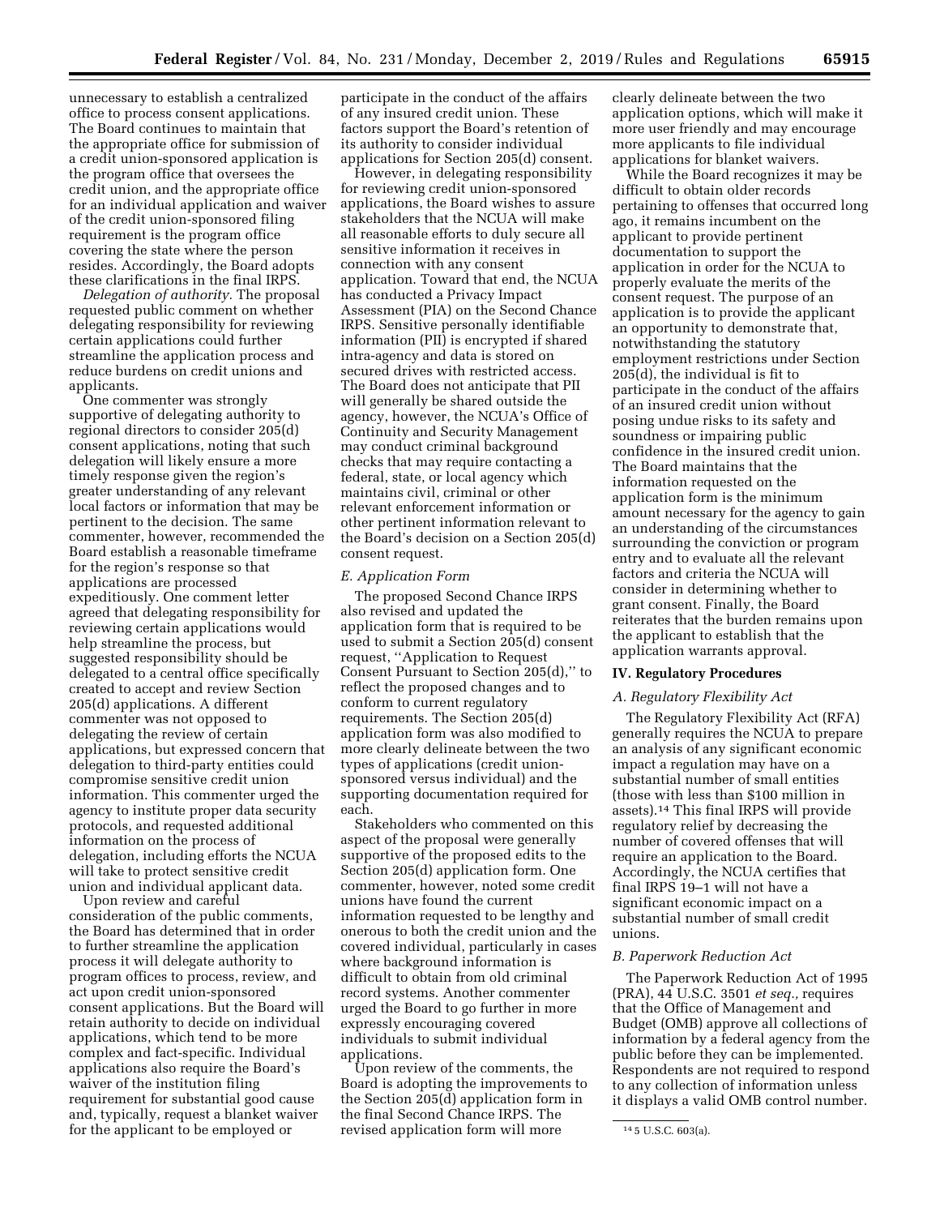unnecessary to establish a centralized office to process consent applications. The Board continues to maintain that the appropriate office for submission of a credit union-sponsored application is the program office that oversees the credit union, and the appropriate office for an individual application and waiver of the credit union-sponsored filing requirement is the program office covering the state where the person resides. Accordingly, the Board adopts these clarifications in the final IRPS.

*Delegation of authority.* The proposal requested public comment on whether delegating responsibility for reviewing certain applications could further streamline the application process and reduce burdens on credit unions and applicants.

One commenter was strongly supportive of delegating authority to regional directors to consider 205(d) consent applications, noting that such delegation will likely ensure a more timely response given the region's greater understanding of any relevant local factors or information that may be pertinent to the decision. The same commenter, however, recommended the Board establish a reasonable timeframe for the region's response so that applications are processed expeditiously. One comment letter agreed that delegating responsibility for reviewing certain applications would help streamline the process, but suggested responsibility should be delegated to a central office specifically created to accept and review Section 205(d) applications. A different commenter was not opposed to delegating the review of certain applications, but expressed concern that delegation to third-party entities could compromise sensitive credit union information. This commenter urged the agency to institute proper data security protocols, and requested additional information on the process of delegation, including efforts the NCUA will take to protect sensitive credit union and individual applicant data.

Upon review and careful consideration of the public comments, the Board has determined that in order to further streamline the application process it will delegate authority to program offices to process, review, and act upon credit union-sponsored consent applications. But the Board will retain authority to decide on individual applications, which tend to be more complex and fact-specific. Individual applications also require the Board's waiver of the institution filing requirement for substantial good cause and, typically, request a blanket waiver for the applicant to be employed or participate in the conduct of the affairs of any insured credit union. These factors support the Board's retention of its authority to consider individual applications for Section 205(d) consent.

However, in delegating responsibility for reviewing credit union-sponsored applications, the Board wishes to assure stakeholders that the NCUA will make all reasonable efforts to duly secure all sensitive information it receives in connection with any consent application. Toward that end, the NCUA has conducted a Privacy Impact Assessment (PIA) on the Second Chance IRPS. Sensitive personally identifiable information (PII) is encrypted if shared intra-agency and data is stored on secured drives with restricted access. The Board does not anticipate that PII will generally be shared outside the agency, however, the NCUA's Office of Continuity and Security Management may conduct criminal background checks that may require contacting a federal, state, or local agency which maintains civil, criminal or other relevant enforcement information or other pertinent information relevant to the Board's decision on a Section 205(d) consent request.

### *E. Application Form*

The proposed Second Chance IRPS also revised and updated the application form that is required to be used to submit a Section 205(d) consent request, "Application to Request Consent Pursuant to Section 205(d)," to reflect the proposed changes and to conform to current regulatory requirements. The Section 205(d) application form was also modified to more clearly delineate between the two types of applications (credit union-sponsored versus individual) and the supporting documentation required for each.

Stakeholders who commented on this aspect of the proposal were generally supportive of the proposed edits to the Section 205(d) application form. One commenter, however, noted some credit unions have found the current information requested to be lengthy and onerous to both the credit union and the covered individual, particularly in cases where background information is difficult to obtain from old criminal record systems. Another commenter urged the Board to go further in more expressly encouraging covered individuals to submit individual applications.

Upon review of the comments, the Board is adopting the improvements to the Section 205(d) application form in the final Second Chance IRPS. The revised application form will more clearly delineate between the two application options, which will make it more user friendly and may encourage more applicants to file individual applications for blanket waivers.

While the Board recognizes it may be difficult to obtain older records pertaining to offenses that occurred long ago, it remains incumbent on the applicant to provide pertinent documentation to support the application in order for the NCUA to properly evaluate the merits of the consent request. The purpose of an application is to provide the applicant an opportunity to demonstrate that, notwithstanding the statutory employment restrictions under Section 205(d), the individual is fit to participate in the conduct of the affairs of an insured credit union without posing undue risks to its safety and soundness or impairing public confidence in the insured credit union. The Board maintains that the information requested on the application form is the minimum amount necessary for the agency to gain an understanding of the circumstances surrounding the conviction or program entry and to evaluate all the relevant factors and criteria the NCUA will consider in determining whether to grant consent. Finally, the Board reiterates that the burden remains upon the applicant to establish that the application warrants approval.

## IV. Regulatory Procedures

### *A. Regulatory Flexibility Act*

The Regulatory Flexibility Act (RFA) generally requires the NCUA to prepare an analysis of any significant economic impact a regulation may have on a substantial number of small entities (those with less than $100 million in assets).[14] This final IRPS will provide regulatory relief by decreasing the number of covered offenses that will require an application to the Board. Accordingly, the NCUA certifies that final IRPS 19–1 will not have a significant economic impact on a substantial number of small credit unions.

### *B. Paperwork Reduction Act*

The Paperwork Reduction Act of 1995 (PRA), 44 U.S.C. 3501 *et seq.,* requires that the Office of Management and Budget (OMB) approve all collections of information by a federal agency from the public before they can be implemented. Respondents are not required to respond to any collection of information unless it displays a valid OMB control number.

[14] 5 U.S.C. 603(a).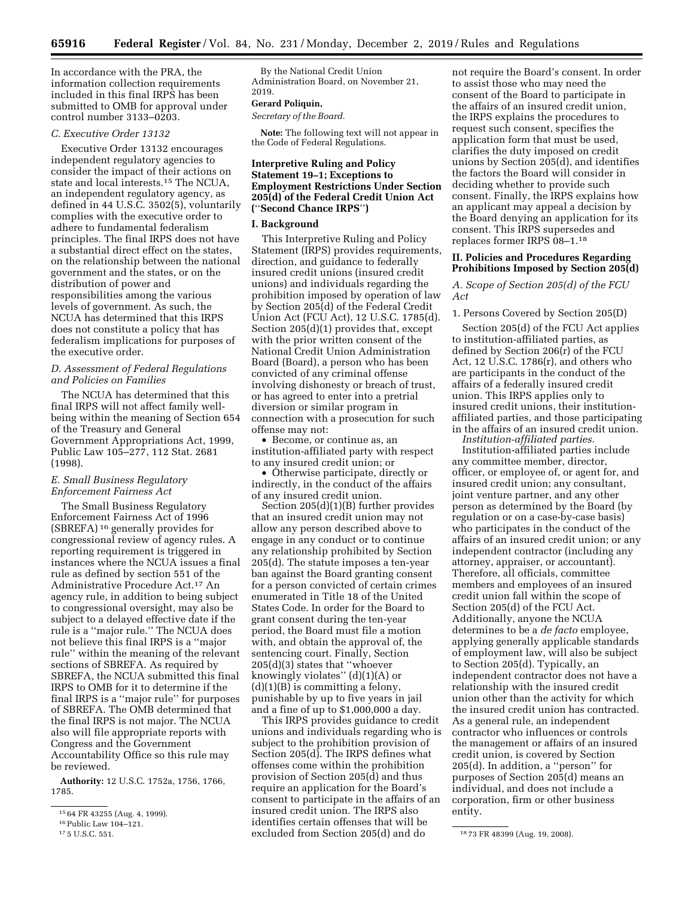In accordance with the PRA, the information collection requirements included in this final IRPS has been submitted to OMB for approval under control number 3133–0203.

### C. Executive Order 13132

Executive Order 13132 encourages independent regulatory agencies to consider the impact of their actions on state and local interests.[15] The NCUA, an independent regulatory agency, as defined in 44 U.S.C. 3502(5), voluntarily complies with the executive order to adhere to fundamental federalism principles. The final IRPS does not have a substantial direct effect on the states, on the relationship between the national government and the states, or on the distribution of power and responsibilities among the various levels of government. As such, the NCUA has determined that this IRPS does not constitute a policy that has federalism implications for purposes of the executive order.

### D. Assessment of Federal Regulations and Policies on Families

The NCUA has determined that this final IRPS will not affect family well-being within the meaning of Section 654 of the Treasury and General Government Appropriations Act, 1999, Public Law 105–277, 112 Stat. 2681 (1998).

### E. Small Business Regulatory Enforcement Fairness Act

The Small Business Regulatory Enforcement Fairness Act of 1996 (SBREFA)[16] generally provides for congressional review of agency rules. A reporting requirement is triggered in instances where the NCUA issues a final rule as defined by section 551 of the Administrative Procedure Act.[17] An agency rule, in addition to being subject to congressional oversight, may also be subject to a delayed effective date if the rule is a ''major rule.'' The NCUA does not believe this final IRPS is a ''major rule'' within the meaning of the relevant sections of SBREFA. As required by SBREFA, the NCUA submitted this final IRPS to OMB for it to determine if the final IRPS is a ''major rule'' for purposes of SBREFA. The OMB determined that the final IRPS is not major. The NCUA also will file appropriate reports with Congress and the Government Accountability Office so this rule may be reviewed.

**Authority:** 12 U.S.C. 1752a, 1756, 1766, 1785.

[15] 64 FR 43255 (Aug. 4, 1999).

[16] Public Law 104–121.

[17] 5 U.S.C. 551.

By the National Credit Union Administration Board, on November 21, 2019.

**Gerard Poliquin,**

*Secretary of the Board.*

**Note:** The following text will not appear in the Code of Federal Regulations.

## Interpretive Ruling and Policy Statement 19–1; Exceptions to Employment Restrictions Under Section 205(d) of the Federal Credit Union Act (''Second Chance IRPS'')

### I. Background

This Interpretive Ruling and Policy Statement (IRPS) provides requirements, direction, and guidance to federally insured credit unions (insured credit unions) and individuals regarding the prohibition imposed by operation of law by Section 205(d) of the Federal Credit Union Act (FCU Act), 12 U.S.C. 1785(d). Section 205(d)(1) provides that, except with the prior written consent of the National Credit Union Administration Board (Board), a person who has been convicted of any criminal offense involving dishonesty or breach of trust, or has agreed to enter into a pretrial diversion or similar program in connection with a prosecution for such offense may not:

- Become, or continue as, an institution-affiliated party with respect to any insured credit union; or
- Otherwise participate, directly or indirectly, in the conduct of the affairs of any insured credit union.

Section 205(d)(1)(B) further provides that an insured credit union may not allow any person described above to engage in any conduct or to continue any relationship prohibited by Section 205(d). The statute imposes a ten-year ban against the Board granting consent for a person convicted of certain crimes enumerated in Title 18 of the United States Code. In order for the Board to grant consent during the ten-year period, the Board must file a motion with, and obtain the approval of, the sentencing court. Finally, Section 205(d)(3) states that ''whoever knowingly violates'' (d)(1)(A) or (d)(1)(B) is committing a felony, punishable by up to five years in jail and a fine of up to $1,000,000 a day.

This IRPS provides guidance to credit unions and individuals regarding who is subject to the prohibition provision of Section 205(d). The IRPS defines what offenses come within the prohibition provision of Section 205(d) and thus require an application for the Board's consent to participate in the affairs of an insured credit union. The IRPS also identifies certain offenses that will be excluded from Section 205(d) and do not require the Board's consent. In order to assist those who may need the consent of the Board to participate in the affairs of an insured credit union, the IRPS explains the procedures to request such consent, specifies the application form that must be used, clarifies the duty imposed on credit unions by Section 205(d), and identifies the factors the Board will consider in deciding whether to provide such consent. Finally, the IRPS explains how an applicant may appeal a decision by the Board denying an application for its consent. This IRPS supersedes and replaces former IRPS 08–1.[18]

### II. Policies and Procedures Regarding Prohibitions Imposed by Section 205(d)

#### A. Scope of Section 205(d) of the FCU Act

1. Persons Covered by Section 205(D)

Section 205(d) of the FCU Act applies to institution-affiliated parties, as defined by Section 206(r) of the FCU Act, 12 U.S.C. 1786(r), and others who are participants in the conduct of the affairs of a federally insured credit union. This IRPS applies only to insured credit unions, their institution-affiliated parties, and those participating in the affairs of an insured credit union.

*Institution-affiliated parties.*

Institution-affiliated parties include any committee member, director, officer, or employee of, or agent for, and insured credit union; any consultant, joint venture partner, and any other person as determined by the Board (by regulation or on a case-by-case basis) who participates in the conduct of the affairs of an insured credit union; or any independent contractor (including any attorney, appraiser, or accountant). Therefore, all officials, committee members and employees of an insured credit union fall within the scope of Section 205(d) of the FCU Act. Additionally, anyone the NCUA determines to be a *de facto* employee, applying generally applicable standards of employment law, will also be subject to Section 205(d). Typically, an independent contractor does not have a relationship with the insured credit union other than the activity for which the insured credit union has contracted. As a general rule, an independent contractor who influences or controls the management or affairs of an insured credit union, is covered by Section 205(d). In addition, a ''person'' for purposes of Section 205(d) means an individual, and does not include a corporation, firm or other business entity.

[18] 73 FR 48399 (Aug. 19, 2008).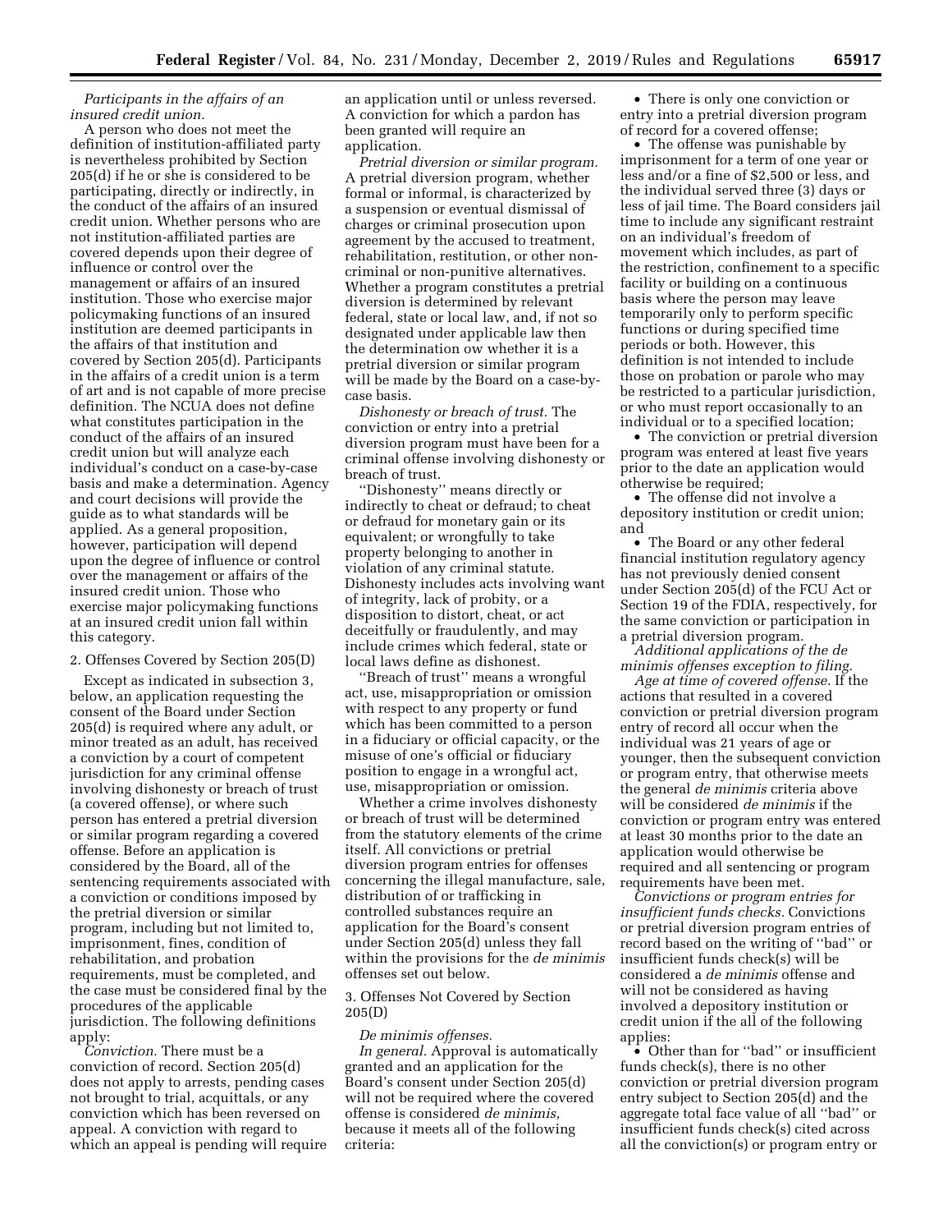*Participants in the affairs of an insured credit union.*

A person who does not meet the definition of institution-affiliated party is nevertheless prohibited by Section 205(d) if he or she is considered to be participating, directly or indirectly, in the conduct of the affairs of an insured credit union. Whether persons who are not institution-affiliated parties are covered depends upon their degree of influence or control over the management or affairs of an insured institution. Those who exercise major policymaking functions of an insured institution are deemed participants in the affairs of that institution and covered by Section 205(d). Participants in the affairs of a credit union is a term of art and is not capable of more precise definition. The NCUA does not define what constitutes participation in the conduct of the affairs of an insured credit union but will analyze each individual's conduct on a case-by-case basis and make a determination. Agency and court decisions will provide the guide as to what standards will be applied. As a general proposition, however, participation will depend upon the degree of influence or control over the management or affairs of the insured credit union. Those who exercise major policymaking functions at an insured credit union fall within this category.

2. Offenses Covered by Section 205(D)

Except as indicated in subsection 3, below, an application requesting the consent of the Board under Section 205(d) is required where any adult, or minor treated as an adult, has received a conviction by a court of competent jurisdiction for any criminal offense involving dishonesty or breach of trust (a covered offense), or where such person has entered a pretrial diversion or similar program regarding a covered offense. Before an application is considered by the Board, all of the sentencing requirements associated with a conviction or conditions imposed by the pretrial diversion or similar program, including but not limited to, imprisonment, fines, condition of rehabilitation, and probation requirements, must be completed, and the case must be considered final by the procedures of the applicable jurisdiction. The following definitions apply:

*Conviction.* There must be a conviction of record. Section 205(d) does not apply to arrests, pending cases not brought to trial, acquittals, or any conviction which has been reversed on appeal. A conviction with regard to which an appeal is pending will require an application until or unless reversed. A conviction for which a pardon has been granted will require an application.

*Pretrial diversion or similar program.* A pretrial diversion program, whether formal or informal, is characterized by a suspension or eventual dismissal of charges or criminal prosecution upon agreement by the accused to treatment, rehabilitation, restitution, or other non-criminal or non-punitive alternatives. Whether a program constitutes a pretrial diversion is determined by relevant federal, state or local law, and, if not so designated under applicable law then the determination ow whether it is a pretrial diversion or similar program will be made by the Board on a case-by-case basis.

*Dishonesty or breach of trust.* The conviction or entry into a pretrial diversion program must have been for a criminal offense involving dishonesty or breach of trust.

''Dishonesty'' means directly or indirectly to cheat or defraud; to cheat or defraud for monetary gain or its equivalent; or wrongfully to take property belonging to another in violation of any criminal statute. Dishonesty includes acts involving want of integrity, lack of probity, or a disposition to distort, cheat, or act deceitfully or fraudulently, and may include crimes which federal, state or local laws define as dishonest.

''Breach of trust'' means a wrongful act, use, misappropriation or omission with respect to any property or fund which has been committed to a person in a fiduciary or official capacity, or the misuse of one's official or fiduciary position to engage in a wrongful act, use, misappropriation or omission.

Whether a crime involves dishonesty or breach of trust will be determined from the statutory elements of the crime itself. All convictions or pretrial diversion program entries for offenses concerning the illegal manufacture, sale, distribution of or trafficking in controlled substances require an application for the Board's consent under Section 205(d) unless they fall within the provisions for the *de minimis* offenses set out below.

3. Offenses Not Covered by Section 205(D)

*De minimis offenses.*

*In general.* Approval is automatically granted and an application for the Board's consent under Section 205(d) will not be required where the covered offense is considered *de minimis,* because it meets all of the following criteria:

- There is only one conviction or entry into a pretrial diversion program of record for a covered offense;
- The offense was punishable by imprisonment for a term of one year or less and/or a fine of $2,500 or less, and the individual served three (3) days or less of jail time. The Board considers jail time to include any significant restraint on an individual's freedom of movement which includes, as part of the restriction, confinement to a specific facility or building on a continuous basis where the person may leave temporarily only to perform specific functions or during specified time periods or both. However, this definition is not intended to include those on probation or parole who may be restricted to a particular jurisdiction, or who must report occasionally to an individual or to a specified location;
- The conviction or pretrial diversion program was entered at least five years prior to the date an application would otherwise be required;
- The offense did not involve a depository institution or credit union; and
- The Board or any other federal financial institution regulatory agency has not previously denied consent under Section 205(d) of the FCU Act or Section 19 of the FDIA, respectively, for the same conviction or participation in a pretrial diversion program.

*Additional applications of the de minimis offenses exception to filing.*

*Age at time of covered offense.* If the actions that resulted in a covered conviction or pretrial diversion program entry of record all occur when the individual was 21 years of age or younger, then the subsequent conviction or program entry, that otherwise meets the general *de minimis* criteria above will be considered *de minimis* if the conviction or program entry was entered at least 30 months prior to the date an application would otherwise be required and all sentencing or program requirements have been met.

*Convictions or program entries for insufficient funds checks.* Convictions or pretrial diversion program entries of record based on the writing of ''bad'' or insufficient funds check(s) will be considered a *de minimis* offense and will not be considered as having involved a depository institution or credit union if the all of the following applies:

- Other than for ''bad'' or insufficient funds check(s), there is no other conviction or pretrial diversion program entry subject to Section 205(d) and the aggregate total face value of all ''bad'' or insufficient funds check(s) cited across all the conviction(s) or program entry or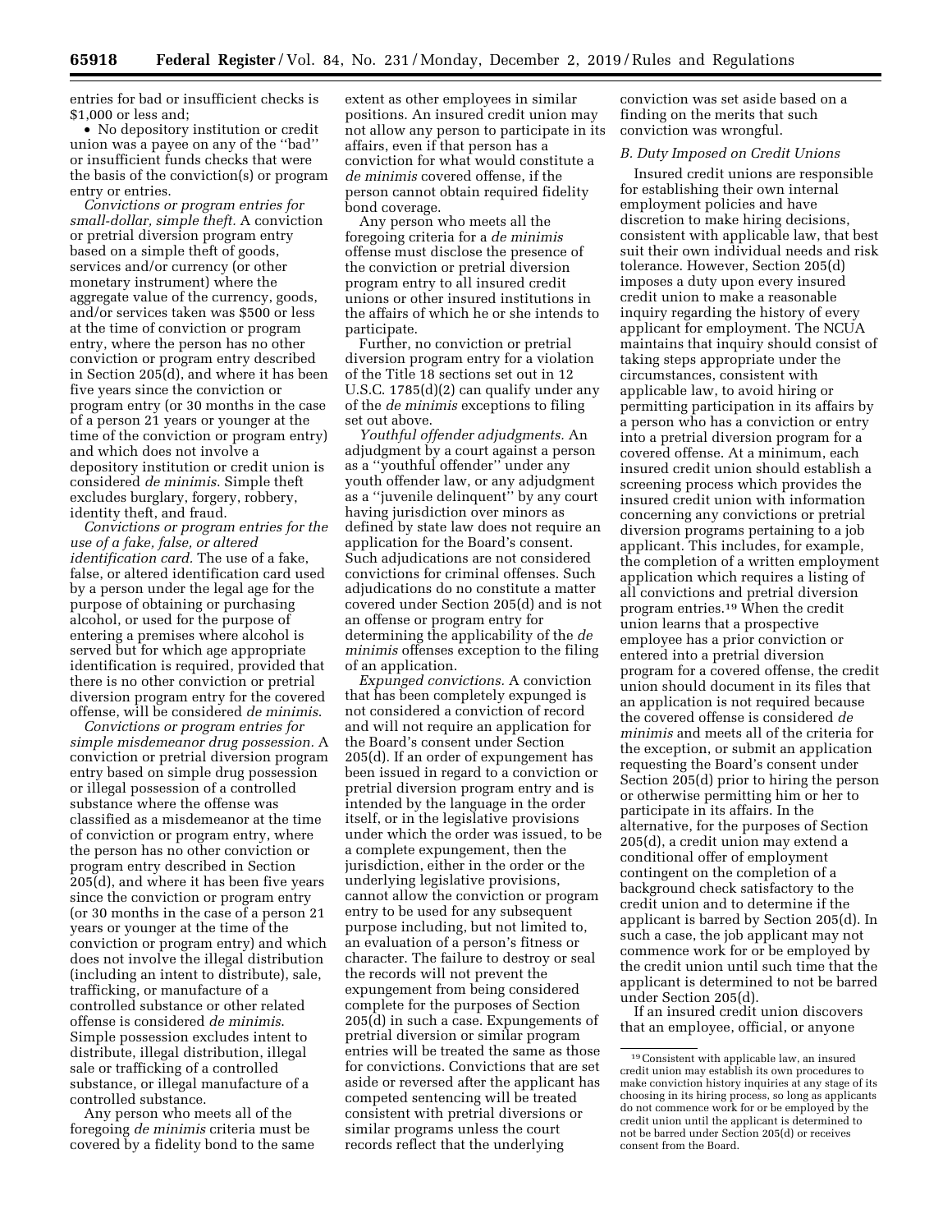entries for bad or insufficient checks is $1,000 or less and;

- No depository institution or credit union was a payee on any of the ''bad'' or insufficient funds checks that were the basis of the conviction(s) or program entry or entries.

*Convictions or program entries for small-dollar, simple theft.* A conviction or pretrial diversion program entry based on a simple theft of goods, services and/or currency (or other monetary instrument) where the aggregate value of the currency, goods, and/or services taken was $500 or less at the time of conviction or program entry, where the person has no other conviction or program entry described in Section 205(d), and where it has been five years since the conviction or program entry (or 30 months in the case of a person 21 years or younger at the time of the conviction or program entry) and which does not involve a depository institution or credit union is considered *de minimis.* Simple theft excludes burglary, forgery, robbery, identity theft, and fraud.

*Convictions or program entries for the use of a fake, false, or altered identification card.* The use of a fake, false, or altered identification card used by a person under the legal age for the purpose of obtaining or purchasing alcohol, or used for the purpose of entering a premises where alcohol is served but for which age appropriate identification is required, provided that there is no other conviction or pretrial diversion program entry for the covered offense, will be considered *de minimis.*

*Convictions or program entries for simple misdemeanor drug possession.* A conviction or pretrial diversion program entry based on simple drug possession or illegal possession of a controlled substance where the offense was classified as a misdemeanor at the time of conviction or program entry, where the person has no other conviction or program entry described in Section 205(d), and where it has been five years since the conviction or program entry (or 30 months in the case of a person 21 years or younger at the time of the conviction or program entry) and which does not involve the illegal distribution (including an intent to distribute), sale, trafficking, or manufacture of a controlled substance or other related offense is considered *de minimis.* Simple possession excludes intent to distribute, illegal distribution, illegal sale or trafficking of a controlled substance, or illegal manufacture of a controlled substance.

Any person who meets all of the foregoing *de minimis* criteria must be covered by a fidelity bond to the same extent as other employees in similar positions. An insured credit union may not allow any person to participate in its affairs, even if that person has a conviction for what would constitute a *de minimis* covered offense, if the person cannot obtain required fidelity bond coverage.

Any person who meets all the foregoing criteria for a *de minimis* offense must disclose the presence of the conviction or pretrial diversion program entry to all insured credit unions or other insured institutions in the affairs of which he or she intends to participate.

Further, no conviction or pretrial diversion program entry for a violation of the Title 18 sections set out in 12 U.S.C. 1785(d)(2) can qualify under any of the *de minimis* exceptions to filing set out above.

*Youthful offender adjudgments.* An adjudgment by a court against a person as a ''youthful offender'' under any youth offender law, or any adjudgment as a ''juvenile delinquent'' by any court having jurisdiction over minors as defined by state law does not require an application for the Board's consent. Such adjudications are not considered convictions for criminal offenses. Such adjudications do no constitute a matter covered under Section 205(d) and is not an offense or program entry for determining the applicability of the *de minimis* offenses exception to the filing of an application.

*Expunged convictions.* A conviction that has been completely expunged is not considered a conviction of record and will not require an application for the Board's consent under Section 205(d). If an order of expungement has been issued in regard to a conviction or pretrial diversion program entry and is intended by the language in the order itself, or in the legislative provisions under which the order was issued, to be a complete expungement, then the jurisdiction, either in the order or the underlying legislative provisions, cannot allow the conviction or program entry to be used for any subsequent purpose including, but not limited to, an evaluation of a person's fitness or character. The failure to destroy or seal the records will not prevent the expungement from being considered complete for the purposes of Section 205(d) in such a case. Expungements of pretrial diversion or similar program entries will be treated the same as those for convictions. Convictions that are set aside or reversed after the applicant has competed sentencing will be treated consistent with pretrial diversions or similar programs unless the court records reflect that the underlying conviction was set aside based on a finding on the merits that such conviction was wrongful.

### B. Duty Imposed on Credit Unions

Insured credit unions are responsible for establishing their own internal employment policies and have discretion to make hiring decisions, consistent with applicable law, that best suit their own individual needs and risk tolerance. However, Section 205(d) imposes a duty upon every insured credit union to make a reasonable inquiry regarding the history of every applicant for employment. The NCUA maintains that inquiry should consist of taking steps appropriate under the circumstances, consistent with applicable law, to avoid hiring or permitting participation in its affairs by a person who has a conviction or entry into a pretrial diversion program for a covered offense. At a minimum, each insured credit union should establish a screening process which provides the insured credit union with information concerning any convictions or pretrial diversion programs pertaining to a job applicant. This includes, for example, the completion of a written employment application which requires a listing of all convictions and pretrial diversion program entries.[19] When the credit union learns that a prospective employee has a prior conviction or entered into a pretrial diversion program for a covered offense, the credit union should document in its files that an application is not required because the covered offense is considered *de minimis* and meets all of the criteria for the exception, or submit an application requesting the Board's consent under Section 205(d) prior to hiring the person or otherwise permitting him or her to participate in its affairs. In the alternative, for the purposes of Section 205(d), a credit union may extend a conditional offer of employment contingent on the completion of a background check satisfactory to the credit union and to determine if the applicant is barred by Section 205(d). In such a case, the job applicant may not commence work for or be employed by the credit union until such time that the applicant is determined to not be barred under Section 205(d).

If an insured credit union discovers that an employee, official, or anyone

[19] Consistent with applicable law, an insured credit union may establish its own procedures to make conviction history inquiries at any stage of its choosing in its hiring process, so long as applicants do not commence work for or be employed by the credit union until the applicant is determined to not be barred under Section 205(d) or receives consent from the Board.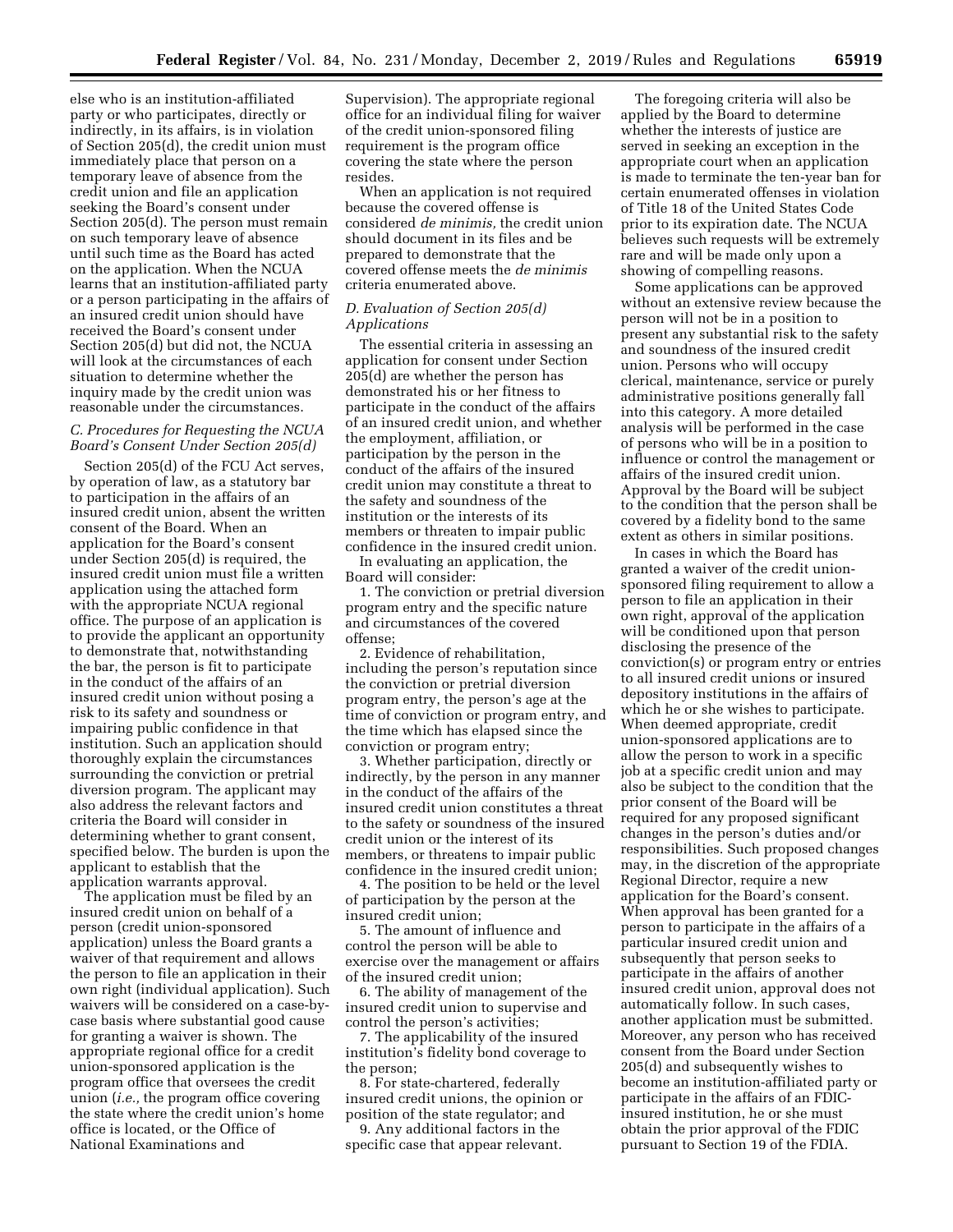else who is an institution-affiliated party or who participates, directly or indirectly, in its affairs, is in violation of Section 205(d), the credit union must immediately place that person on a temporary leave of absence from the credit union and file an application seeking the Board's consent under Section 205(d). The person must remain on such temporary leave of absence until such time as the Board has acted on the application. When the NCUA learns that an institution-affiliated party or a person participating in the affairs of an insured credit union should have received the Board's consent under Section 205(d) but did not, the NCUA will look at the circumstances of each situation to determine whether the inquiry made by the credit union was reasonable under the circumstances.

### C. Procedures for Requesting the NCUA Board's Consent Under Section 205(d)

Section 205(d) of the FCU Act serves, by operation of law, as a statutory bar to participation in the affairs of an insured credit union, absent the written consent of the Board. When an application for the Board's consent under Section 205(d) is required, the insured credit union must file a written application using the attached form with the appropriate NCUA regional office. The purpose of an application is to provide the applicant an opportunity to demonstrate that, notwithstanding the bar, the person is fit to participate in the conduct of the affairs of an insured credit union without posing a risk to its safety and soundness or impairing public confidence in that institution. Such an application should thoroughly explain the circumstances surrounding the conviction or pretrial diversion program. The applicant may also address the relevant factors and criteria the Board will consider in determining whether to grant consent, specified below. The burden is upon the applicant to establish that the application warrants approval.

The application must be filed by an insured credit union on behalf of a person (credit union-sponsored application) unless the Board grants a waiver of that requirement and allows the person to file an application in their own right (individual application). Such waivers will be considered on a case-by-case basis where substantial good cause for granting a waiver is shown. The appropriate regional office for a credit union-sponsored application is the program office that oversees the credit union (*i.e.,* the program office covering the state where the credit union's home office is located, or the Office of National Examinations and Supervision). The appropriate regional office for an individual filing for waiver of the credit union-sponsored filing requirement is the program office covering the state where the person resides.

When an application is not required because the covered offense is considered *de minimis,* the credit union should document in its files and be prepared to demonstrate that the covered offense meets the *de minimis* criteria enumerated above.

### D. Evaluation of Section 205(d) Applications

The essential criteria in assessing an application for consent under Section 205(d) are whether the person has demonstrated his or her fitness to participate in the conduct of the affairs of an insured credit union, and whether the employment, affiliation, or participation by the person in the conduct of the affairs of the insured credit union may constitute a threat to the safety and soundness of the institution or the interests of its members or threaten to impair public confidence in the insured credit union.

In evaluating an application, the Board will consider:

1. The conviction or pretrial diversion program entry and the specific nature and circumstances of the covered offense;
2. Evidence of rehabilitation, including the person's reputation since the conviction or pretrial diversion program entry, the person's age at the time of conviction or program entry, and the time which has elapsed since the conviction or program entry;
3. Whether participation, directly or indirectly, by the person in any manner in the conduct of the affairs of the insured credit union constitutes a threat to the safety or soundness of the insured credit union or the interest of its members, or threatens to impair public confidence in the insured credit union;
4. The position to be held or the level of participation by the person at the insured credit union;
5. The amount of influence and control the person will be able to exercise over the management or affairs of the insured credit union;
6. The ability of management of the insured credit union to supervise and control the person's activities;
7. The applicability of the insured institution's fidelity bond coverage to the person;
8. For state-chartered, federally insured credit unions, the opinion or position of the state regulator; and
9. Any additional factors in the specific case that appear relevant.

The foregoing criteria will also be applied by the Board to determine whether the interests of justice are served in seeking an exception in the appropriate court when an application is made to terminate the ten-year ban for certain enumerated offenses in violation of Title 18 of the United States Code prior to its expiration date. The NCUA believes such requests will be extremely rare and will be made only upon a showing of compelling reasons.

Some applications can be approved without an extensive review because the person will not be in a position to present any substantial risk to the safety and soundness of the insured credit union. Persons who will occupy clerical, maintenance, service or purely administrative positions generally fall into this category. A more detailed analysis will be performed in the case of persons who will be in a position to influence or control the management or affairs of the insured credit union. Approval by the Board will be subject to the condition that the person shall be covered by a fidelity bond to the same extent as others in similar positions.

In cases in which the Board has granted a waiver of the credit union-sponsored filing requirement to allow a person to file an application in their own right, approval of the application will be conditioned upon that person disclosing the presence of the conviction(s) or program entry or entries to all insured credit unions or insured depository institutions in the affairs of which he or she wishes to participate. When deemed appropriate, credit union-sponsored applications are to allow the person to work in a specific job at a specific credit union and may also be subject to the condition that the prior consent of the Board will be required for any proposed significant changes in the person's duties and/or responsibilities. Such proposed changes may, in the discretion of the appropriate Regional Director, require a new application for the Board's consent. When approval has been granted for a person to participate in the affairs of a particular insured credit union and subsequently that person seeks to participate in the affairs of another insured credit union, approval does not automatically follow. In such cases, another application must be submitted. Moreover, any person who has received consent from the Board under Section 205(d) and subsequently wishes to become an institution-affiliated party or participate in the affairs of an FDIC-insured institution, he or she must obtain the prior approval of the FDIC pursuant to Section 19 of the FDIA.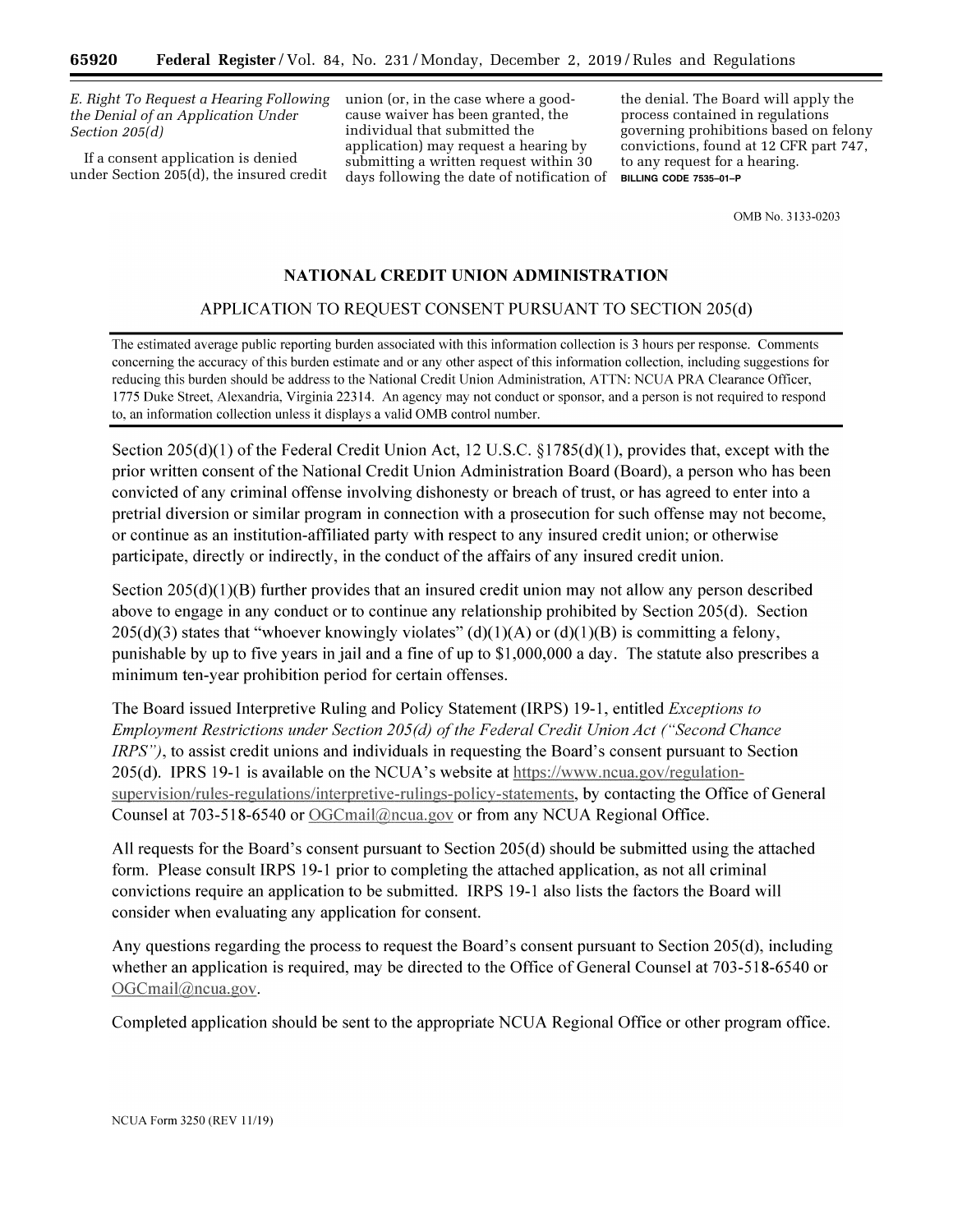*E. Right To Request a Hearing Following the Denial of an Application Under Section 205(d)*

If a consent application is denied under Section 205(d), the insured credit union (or, in the case where a good-cause waiver has been granted, the individual that submitted the application) may request a hearing by submitting a written request within 30 days following the date of notification of the denial. The Board will apply the process contained in regulations governing prohibitions based on felony convictions, found at 12 CFR part 747, to any request for a hearing.

BILLING CODE 7535–01–P

OMB No. 3133-0203

## NATIONAL CREDIT UNION ADMINISTRATION

### APPLICATION TO REQUEST CONSENT PURSUANT TO SECTION 205(d)

The estimated average public reporting burden associated with this information collection is 3 hours per response. Comments concerning the accuracy of this burden estimate and or any other aspect of this information collection, including suggestions for reducing this burden should be address to the National Credit Union Administration, ATTN: NCUA PRA Clearance Officer, 1775 Duke Street, Alexandria, Virginia 22314. An agency may not conduct or sponsor, and a person is not required to respond to, an information collection unless it displays a valid OMB control number.

Section 205(d)(1) of the Federal Credit Union Act, 12 U.S.C. §1785(d)(1), provides that, except with the prior written consent of the National Credit Union Administration Board (Board), a person who has been convicted of any criminal offense involving dishonesty or breach of trust, or has agreed to enter into a pretrial diversion or similar program in connection with a prosecution for such offense may not become, or continue as an institution-affiliated party with respect to any insured credit union; or otherwise participate, directly or indirectly, in the conduct of the affairs of any insured credit union.

Section 205(d)(1)(B) further provides that an insured credit union may not allow any person described above to engage in any conduct or to continue any relationship prohibited by Section 205(d). Section 205(d)(3) states that "whoever knowingly violates" (d)(1)(A) or (d)(1)(B) is committing a felony, punishable by up to five years in jail and a fine of up to $1,000,000 a day. The statute also prescribes a minimum ten-year prohibition period for certain offenses.

The Board issued Interpretive Ruling and Policy Statement (IRPS) 19-1, entitled *Exceptions to Employment Restrictions under Section 205(d) of the Federal Credit Union Act ("Second Chance IRPS")*, to assist credit unions and individuals in requesting the Board's consent pursuant to Section 205(d). IPRS 19-1 is available on the NCUA's website at https://www.ncua.gov/regulation-supervision/rules-regulations/interpretive-rulings-policy-statements, by contacting the Office of General Counsel at 703-518-6540 or OGCmail@ncua.gov or from any NCUA Regional Office.

All requests for the Board's consent pursuant to Section 205(d) should be submitted using the attached form. Please consult IRPS 19-1 prior to completing the attached application, as not all criminal convictions require an application to be submitted. IRPS 19-1 also lists the factors the Board will consider when evaluating any application for consent.

Any questions regarding the process to request the Board's consent pursuant to Section 205(d), including whether an application is required, may be directed to the Office of General Counsel at 703-518-6540 or OGCmail@ncua.gov.

Completed application should be sent to the appropriate NCUA Regional Office or other program office.

NCUA Form 3250 (REV 11/19)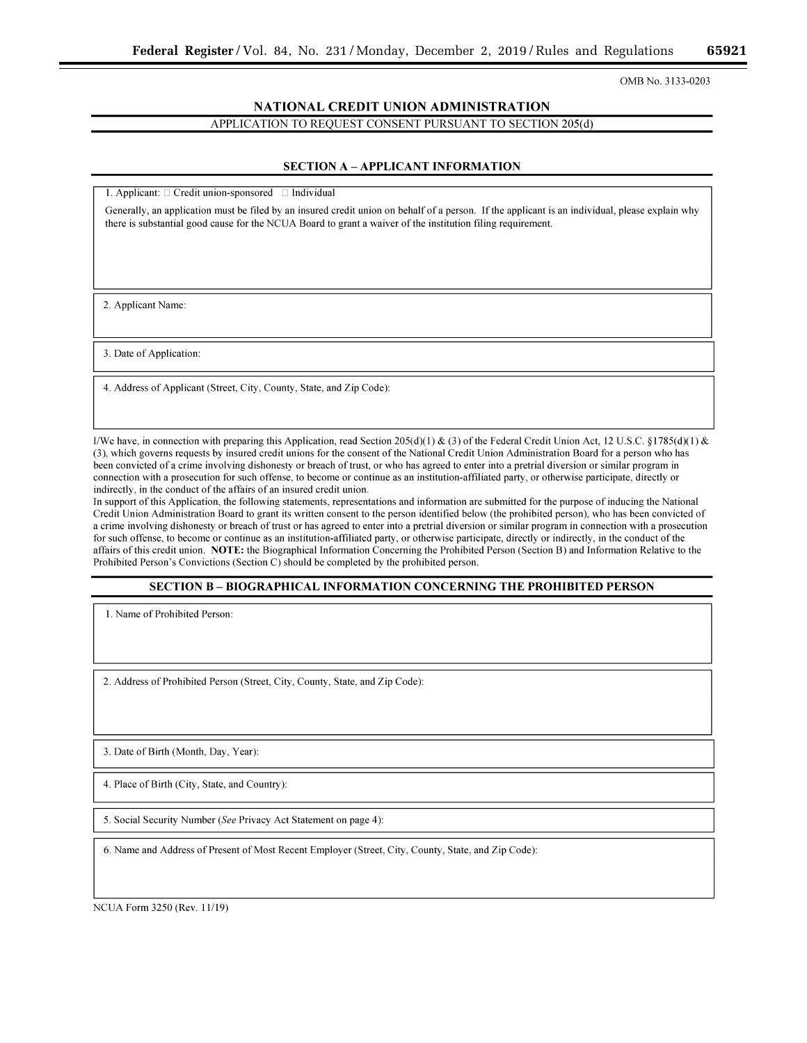OMB No. 3133-0203

## NATIONAL CREDIT UNION ADMINISTRATION

APPLICATION TO REQUEST CONSENT PURSUANT TO SECTION 205(d)

### SECTION A – APPLICANT INFORMATION

1. Applicant: ☐ Credit union-sponsored ☐ Individual

Generally, an application must be filed by an insured credit union on behalf of a person. If the applicant is an individual, please explain why there is substantial good cause for the NCUA Board to grant a waiver of the institution filing requirement.

2. Applicant Name:

3. Date of Application:

4. Address of Applicant (Street, City, County, State, and Zip Code):

I/We have, in connection with preparing this Application, read Section 205(d)(1) & (3) of the Federal Credit Union Act, 12 U.S.C. §1785(d)(1) & (3), which governs requests by insured credit unions for the consent of the National Credit Union Administration Board for a person who has been convicted of a crime involving dishonesty or breach of trust, or who has agreed to enter into a pretrial diversion or similar program in connection with a prosecution for such offense, to become or continue as an institution-affiliated party, or otherwise participate, directly or indirectly, in the conduct of the affairs of an insured credit union.

In support of this Application, the following statements, representations and information are submitted for the purpose of inducing the National Credit Union Administration Board to grant its written consent to the person identified below (the prohibited person), who has been convicted of a crime involving dishonesty or breach of trust or has agreed to enter into a pretrial diversion or similar program in connection with a prosecution for such offense, to become or continue as an institution-affiliated party, or otherwise participate, directly or indirectly, in the conduct of the affairs of this credit union. **NOTE:** the Biographical Information Concerning the Prohibited Person (Section B) and Information Relative to the Prohibited Person's Convictions (Section C) should be completed by the prohibited person.

### SECTION B – BIOGRAPHICAL INFORMATION CONCERNING THE PROHIBITED PERSON

1. Name of Prohibited Person:

2. Address of Prohibited Person (Street, City, County, State, and Zip Code):

3. Date of Birth (Month, Day, Year):

4. Place of Birth (City, State, and Country):

5. Social Security Number (*See* Privacy Act Statement on page 4):

6. Name and Address of Present of Most Recent Employer (Street, City, County, State, and Zip Code):

NCUA Form 3250 (Rev. 11/19)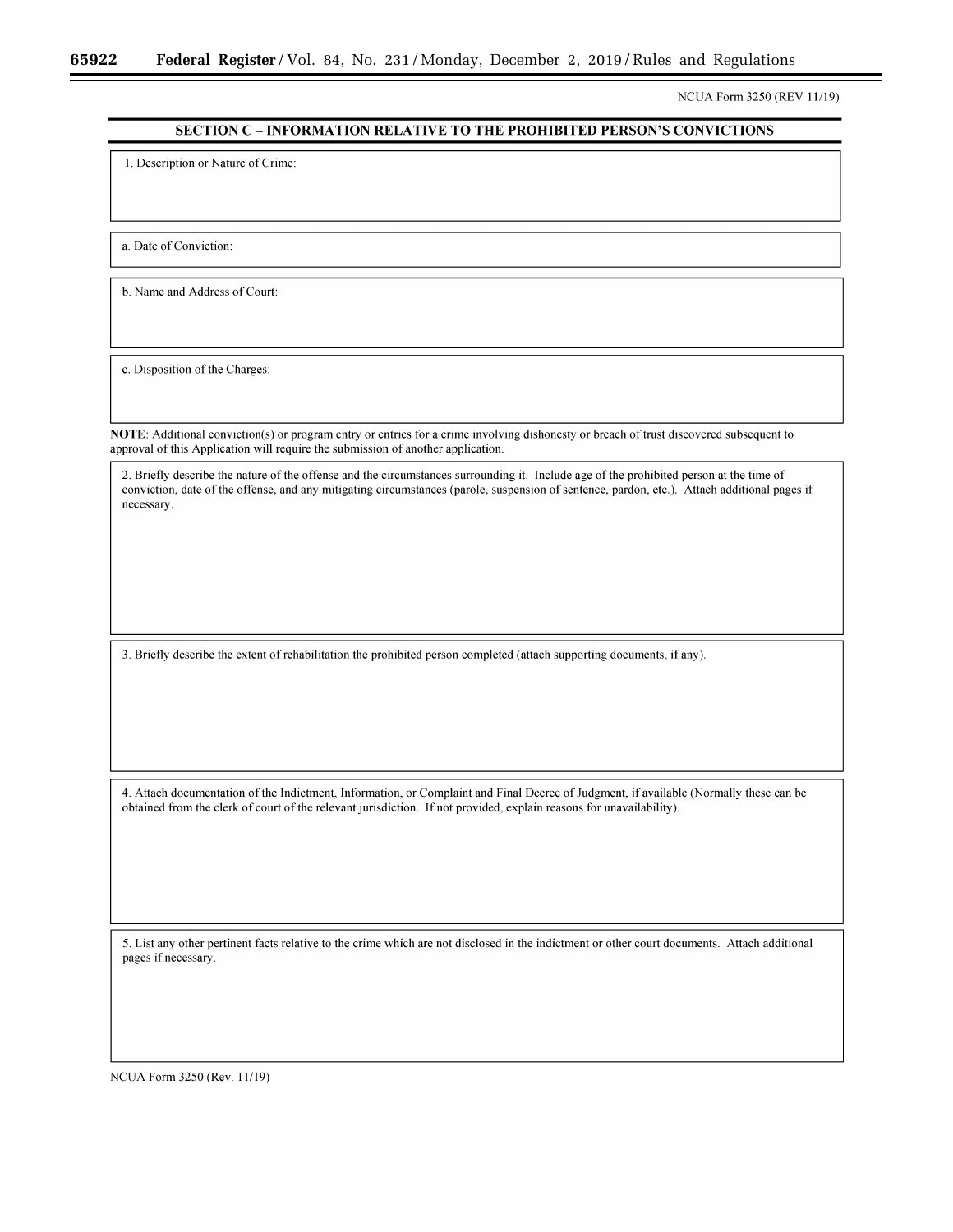NCUA Form 3250 (REV 11/19)

## SECTION C – INFORMATION RELATIVE TO THE PROHIBITED PERSON'S CONVICTIONS

1. Description or Nature of Crime:

a. Date of Conviction:

b. Name and Address of Court:

c. Disposition of the Charges:

**NOTE**: Additional conviction(s) or program entry or entries for a crime involving dishonesty or breach of trust discovered subsequent to approval of this Application will require the submission of another application.

2. Briefly describe the nature of the offense and the circumstances surrounding it. Include age of the prohibited person at the time of conviction, date of the offense, and any mitigating circumstances (parole, suspension of sentence, pardon, etc.). Attach additional pages if necessary.

3. Briefly describe the extent of rehabilitation the prohibited person completed (attach supporting documents, if any).

4. Attach documentation of the Indictment, Information, or Complaint and Final Decree of Judgment, if available (Normally these can be obtained from the clerk of court of the relevant jurisdiction. If not provided, explain reasons for unavailability).

5. List any other pertinent facts relative to the crime which are not disclosed in the indictment or other court documents. Attach additional pages if necessary.

NCUA Form 3250 (Rev. 11/19)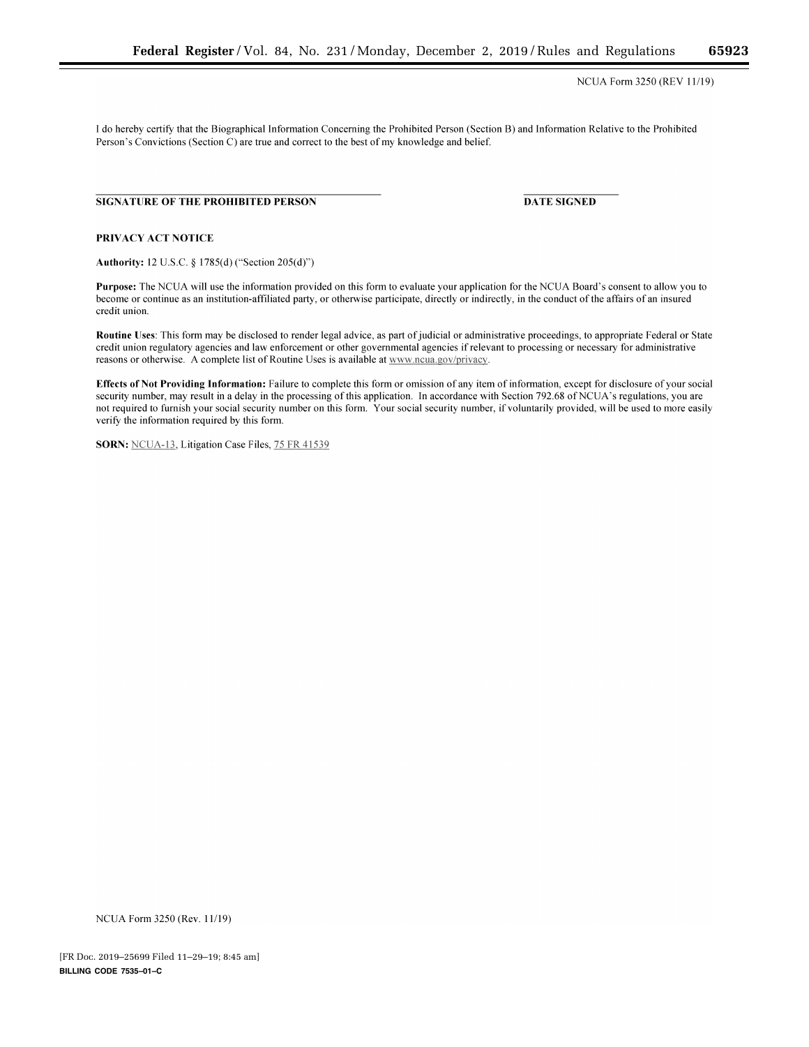NCUA Form 3250 (REV 11/19)

I do hereby certify that the Biographical Information Concerning the Prohibited Person (Section B) and Information Relative to the Prohibited Person's Convictions (Section C) are true and correct to the best of my knowledge and belief.

_______________________________________________ ________________

**SIGNATURE OF THE PROHIBITED PERSON** **DATE SIGNED**

**PRIVACY ACT NOTICE**

**Authority:** 12 U.S.C. § 1785(d) ("Section 205(d)")

**Purpose:** The NCUA will use the information provided on this form to evaluate your application for the NCUA Board's consent to allow you to become or continue as an institution-affiliated party, or otherwise participate, directly or indirectly, in the conduct of the affairs of an insured credit union.

**Routine Uses**: This form may be disclosed to render legal advice, as part of judicial or administrative proceedings, to appropriate Federal or State credit union regulatory agencies and law enforcement or other governmental agencies if relevant to processing or necessary for administrative reasons or otherwise. A complete list of Routine Uses is available at www.ncua.gov/privacy.

**Effects of Not Providing Information:** Failure to complete this form or omission of any item of information, except for disclosure of your social security number, may result in a delay in the processing of this application. In accordance with Section 792.68 of NCUA's regulations, you are not required to furnish your social security number on this form. Your social security number, if voluntarily provided, will be used to more easily verify the information required by this form.

**SORN:** NCUA-13, Litigation Case Files, 75 FR 41539

NCUA Form 3250 (Rev. 11/19)

[FR Doc. 2019–25699 Filed 11–29–19; 8:45 am]

**BILLING CODE 7535–01–C**